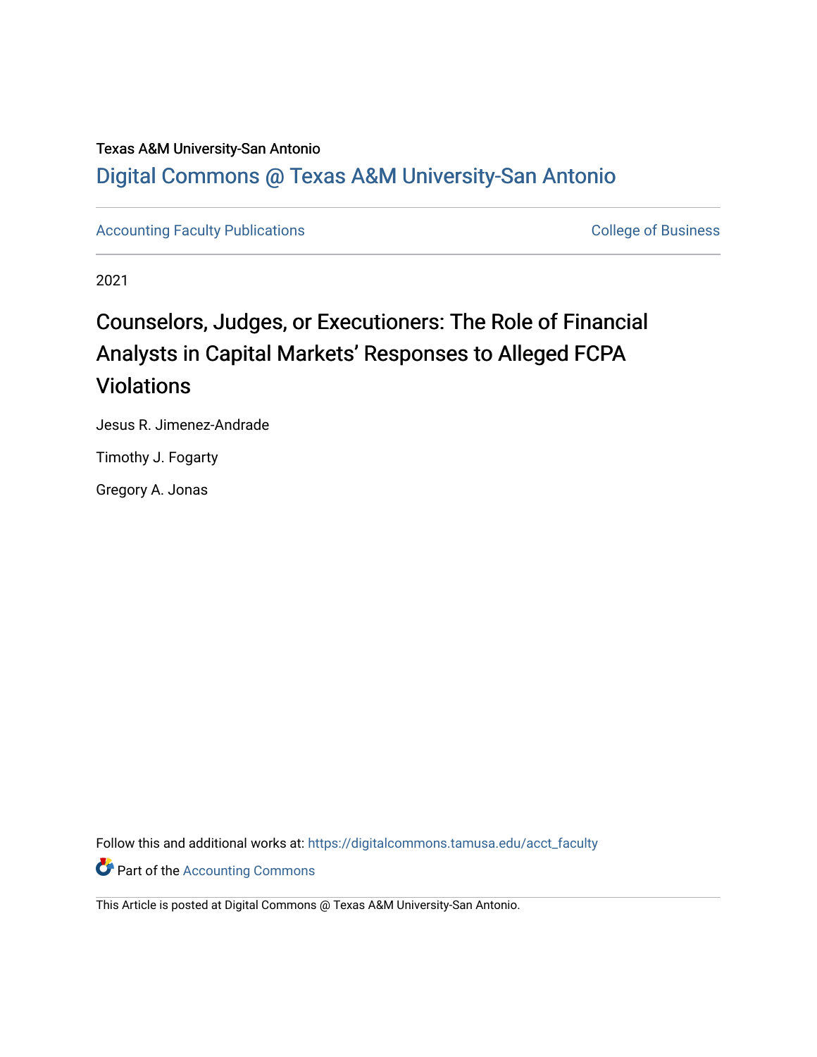Texas A&M University-San Antonio

Digital Commons @ Texas A&M University-San Antonio

Accounting Faculty Publications

College of Business

2021

# Counselors, Judges, or Executioners: The Role of Financial Analysts in Capital Markets' Responses to Alleged FCPA Violations

Jesus R. Jimenez-Andrade

Timothy J. Fogarty

Gregory A. Jonas

Follow this and additional works at: https://digitalcommons.tamusa.edu/acct_faculty

Part of the Accounting Commons

This Article is posted at Digital Commons @ Texas A&M University-San Antonio.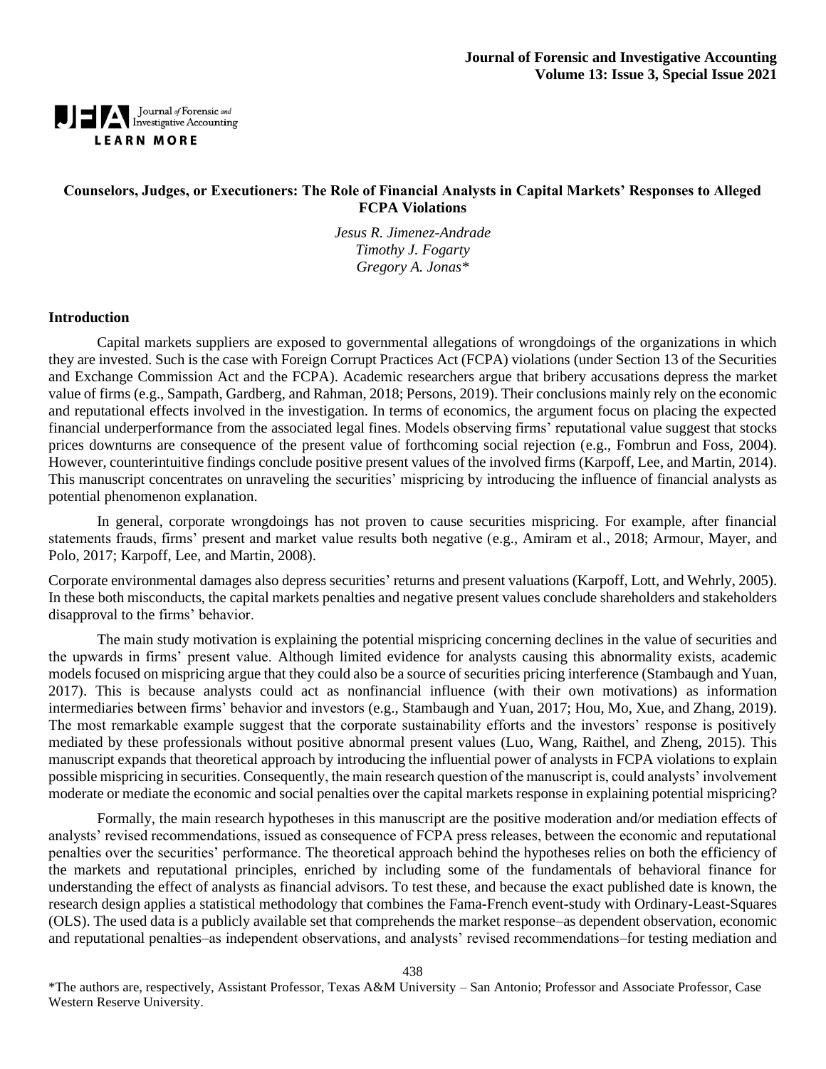# Counselors, Judges, or Executioners: The Role of Financial Analysts in Capital Markets' Responses to Alleged FCPA Violations

*Jesus R. Jimenez-Andrade*
*Timothy J. Fogarty*
*Gregory A. Jonas\**

## Introduction

Capital markets suppliers are exposed to governmental allegations of wrongdoings of the organizations in which they are invested. Such is the case with Foreign Corrupt Practices Act (FCPA) violations (under Section 13 of the Securities and Exchange Commission Act and the FCPA). Academic researchers argue that bribery accusations depress the market value of firms (e.g., Sampath, Gardberg, and Rahman, 2018; Persons, 2019). Their conclusions mainly rely on the economic and reputational effects involved in the investigation. In terms of economics, the argument focus on placing the expected financial underperformance from the associated legal fines. Models observing firms' reputational value suggest that stocks prices downturns are consequence of the present value of forthcoming social rejection (e.g., Fombrun and Foss, 2004). However, counterintuitive findings conclude positive present values of the involved firms (Karpoff, Lee, and Martin, 2014). This manuscript concentrates on unraveling the securities' mispricing by introducing the influence of financial analysts as potential phenomenon explanation.

In general, corporate wrongdoings has not proven to cause securities mispricing. For example, after financial statements frauds, firms' present and market value results both negative (e.g., Amiram et al., 2018; Armour, Mayer, and Polo, 2017; Karpoff, Lee, and Martin, 2008).

Corporate environmental damages also depress securities' returns and present valuations (Karpoff, Lott, and Wehrly, 2005). In these both misconducts, the capital markets penalties and negative present values conclude shareholders and stakeholders disapproval to the firms' behavior.

The main study motivation is explaining the potential mispricing concerning declines in the value of securities and the upwards in firms' present value. Although limited evidence for analysts causing this abnormality exists, academic models focused on mispricing argue that they could also be a source of securities pricing interference (Stambaugh and Yuan, 2017). This is because analysts could act as nonfinancial influence (with their own motivations) as information intermediaries between firms' behavior and investors (e.g., Stambaugh and Yuan, 2017; Hou, Mo, Xue, and Zhang, 2019). The most remarkable example suggest that the corporate sustainability efforts and the investors' response is positively mediated by these professionals without positive abnormal present values (Luo, Wang, Raithel, and Zheng, 2015). This manuscript expands that theoretical approach by introducing the influential power of analysts in FCPA violations to explain possible mispricing in securities. Consequently, the main research question of the manuscript is, could analysts' involvement moderate or mediate the economic and social penalties over the capital markets response in explaining potential mispricing?

Formally, the main research hypotheses in this manuscript are the positive moderation and/or mediation effects of analysts' revised recommendations, issued as consequence of FCPA press releases, between the economic and reputational penalties over the securities' performance. The theoretical approach behind the hypotheses relies on both the efficiency of the markets and reputational principles, enriched by including some of the fundamentals of behavioral finance for understanding the effect of analysts as financial advisors. To test these, and because the exact published date is known, the research design applies a statistical methodology that combines the Fama-French event-study with Ordinary-Least-Squares (OLS). The used data is a publicly available set that comprehends the market response–as dependent observation, economic and reputational penalties–as independent observations, and analysts' revised recommendations–for testing mediation and

\*The authors are, respectively, Assistant Professor, Texas A&M University – San Antonio; Professor and Associate Professor, Case Western Reserve University.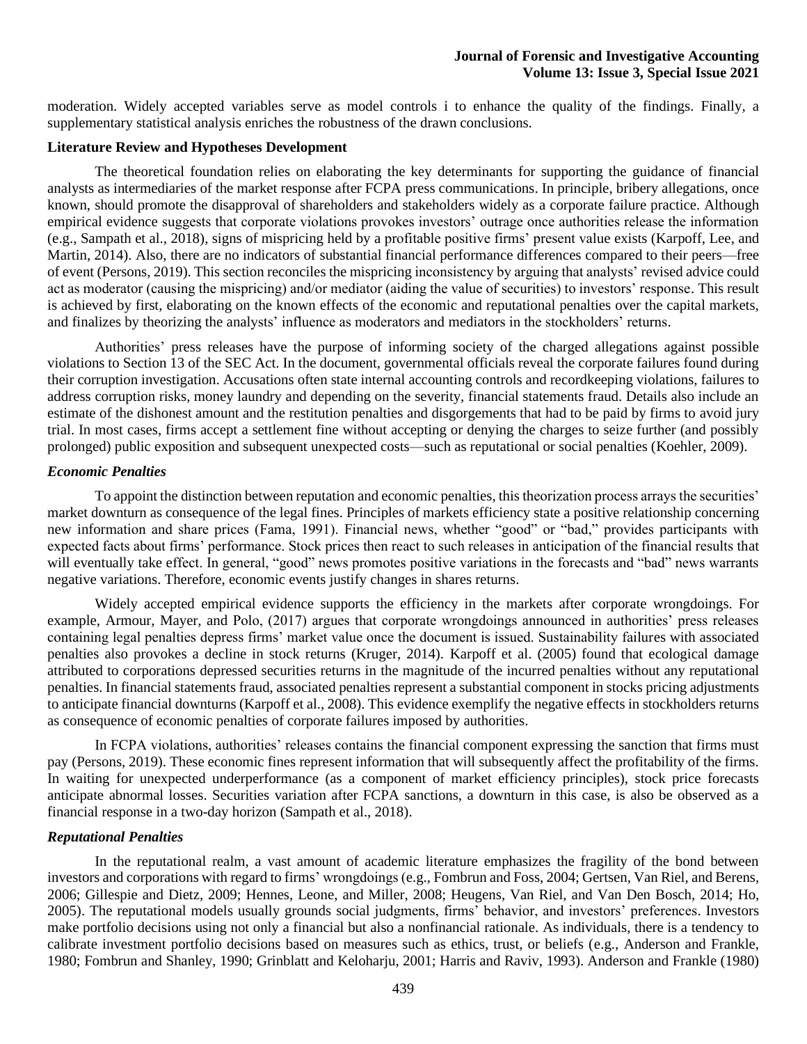moderation. Widely accepted variables serve as model controls i to enhance the quality of the findings. Finally, a supplementary statistical analysis enriches the robustness of the drawn conclusions.

## Literature Review and Hypotheses Development

The theoretical foundation relies on elaborating the key determinants for supporting the guidance of financial analysts as intermediaries of the market response after FCPA press communications. In principle, bribery allegations, once known, should promote the disapproval of shareholders and stakeholders widely as a corporate failure practice. Although empirical evidence suggests that corporate violations provokes investors' outrage once authorities release the information (e.g., Sampath et al., 2018), signs of mispricing held by a profitable positive firms' present value exists (Karpoff, Lee, and Martin, 2014). Also, there are no indicators of substantial financial performance differences compared to their peers—free of event (Persons, 2019). This section reconciles the mispricing inconsistency by arguing that analysts' revised advice could act as moderator (causing the mispricing) and/or mediator (aiding the value of securities) to investors' response. This result is achieved by first, elaborating on the known effects of the economic and reputational penalties over the capital markets, and finalizes by theorizing the analysts' influence as moderators and mediators in the stockholders' returns.

Authorities' press releases have the purpose of informing society of the charged allegations against possible violations to Section 13 of the SEC Act. In the document, governmental officials reveal the corporate failures found during their corruption investigation. Accusations often state internal accounting controls and recordkeeping violations, failures to address corruption risks, money laundry and depending on the severity, financial statements fraud. Details also include an estimate of the dishonest amount and the restitution penalties and disgorgements that had to be paid by firms to avoid jury trial. In most cases, firms accept a settlement fine without accepting or denying the charges to seize further (and possibly prolonged) public exposition and subsequent unexpected costs—such as reputational or social penalties (Koehler, 2009).

### *Economic Penalties*

To appoint the distinction between reputation and economic penalties, this theorization process arrays the securities' market downturn as consequence of the legal fines. Principles of markets efficiency state a positive relationship concerning new information and share prices (Fama, 1991). Financial news, whether "good" or "bad," provides participants with expected facts about firms' performance. Stock prices then react to such releases in anticipation of the financial results that will eventually take effect. In general, "good" news promotes positive variations in the forecasts and "bad" news warrants negative variations. Therefore, economic events justify changes in shares returns.

Widely accepted empirical evidence supports the efficiency in the markets after corporate wrongdoings. For example, Armour, Mayer, and Polo, (2017) argues that corporate wrongdoings announced in authorities' press releases containing legal penalties depress firms' market value once the document is issued. Sustainability failures with associated penalties also provokes a decline in stock returns (Kruger, 2014). Karpoff et al. (2005) found that ecological damage attributed to corporations depressed securities returns in the magnitude of the incurred penalties without any reputational penalties. In financial statements fraud, associated penalties represent a substantial component in stocks pricing adjustments to anticipate financial downturns (Karpoff et al., 2008). This evidence exemplify the negative effects in stockholders returns as consequence of economic penalties of corporate failures imposed by authorities.

In FCPA violations, authorities' releases contains the financial component expressing the sanction that firms must pay (Persons, 2019). These economic fines represent information that will subsequently affect the profitability of the firms. In waiting for unexpected underperformance (as a component of market efficiency principles), stock price forecasts anticipate abnormal losses. Securities variation after FCPA sanctions, a downturn in this case, is also be observed as a financial response in a two-day horizon (Sampath et al., 2018).

### *Reputational Penalties*

In the reputational realm, a vast amount of academic literature emphasizes the fragility of the bond between investors and corporations with regard to firms' wrongdoings (e.g., Fombrun and Foss, 2004; Gertsen, Van Riel, and Berens, 2006; Gillespie and Dietz, 2009; Hennes, Leone, and Miller, 2008; Heugens, Van Riel, and Van Den Bosch, 2014; Ho, 2005). The reputational models usually grounds social judgments, firms' behavior, and investors' preferences. Investors make portfolio decisions using not only a financial but also a nonfinancial rationale. As individuals, there is a tendency to calibrate investment portfolio decisions based on measures such as ethics, trust, or beliefs (e.g., Anderson and Frankle, 1980; Fombrun and Shanley, 1990; Grinblatt and Keloharju, 2001; Harris and Raviv, 1993). Anderson and Frankle (1980)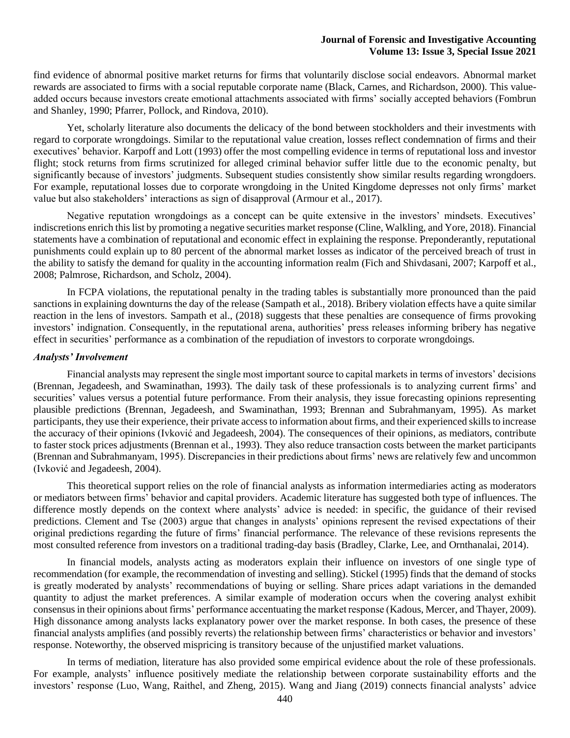find evidence of abnormal positive market returns for firms that voluntarily disclose social endeavors. Abnormal market rewards are associated to firms with a social reputable corporate name (Black, Carnes, and Richardson, 2000). This value-added occurs because investors create emotional attachments associated with firms' socially accepted behaviors (Fombrun and Shanley, 1990; Pfarrer, Pollock, and Rindova, 2010).

Yet, scholarly literature also documents the delicacy of the bond between stockholders and their investments with regard to corporate wrongdoings. Similar to the reputational value creation, losses reflect condemnation of firms and their executives' behavior. Karpoff and Lott (1993) offer the most compelling evidence in terms of reputational loss and investor flight; stock returns from firms scrutinized for alleged criminal behavior suffer little due to the economic penalty, but significantly because of investors' judgments. Subsequent studies consistently show similar results regarding wrongdoers. For example, reputational losses due to corporate wrongdoing in the United Kingdome depresses not only firms' market value but also stakeholders' interactions as sign of disapproval (Armour et al., 2017).

Negative reputation wrongdoings as a concept can be quite extensive in the investors' mindsets. Executives' indiscretions enrich this list by promoting a negative securities market response (Cline, Walkling, and Yore, 2018). Financial statements have a combination of reputational and economic effect in explaining the response. Preponderantly, reputational punishments could explain up to 80 percent of the abnormal market losses as indicator of the perceived breach of trust in the ability to satisfy the demand for quality in the accounting information realm (Fich and Shivdasani, 2007; Karpoff et al., 2008; Palmrose, Richardson, and Scholz, 2004).

In FCPA violations, the reputational penalty in the trading tables is substantially more pronounced than the paid sanctions in explaining downturns the day of the release (Sampath et al., 2018). Bribery violation effects have a quite similar reaction in the lens of investors. Sampath et al., (2018) suggests that these penalties are consequence of firms provoking investors' indignation. Consequently, in the reputational arena, authorities' press releases informing bribery has negative effect in securities' performance as a combination of the repudiation of investors to corporate wrongdoings.

***Analysts' Involvement***

Financial analysts may represent the single most important source to capital markets in terms of investors' decisions (Brennan, Jegadeesh, and Swaminathan, 1993). The daily task of these professionals is to analyzing current firms' and securities' values versus a potential future performance. From their analysis, they issue forecasting opinions representing plausible predictions (Brennan, Jegadeesh, and Swaminathan, 1993; Brennan and Subrahmanyam, 1995). As market participants, they use their experience, their private access to information about firms, and their experienced skills to increase the accuracy of their opinions (Ivković and Jegadeesh, 2004). The consequences of their opinions, as mediators, contribute to faster stock prices adjustments (Brennan et al., 1993). They also reduce transaction costs between the market participants (Brennan and Subrahmanyam, 1995). Discrepancies in their predictions about firms' news are relatively few and uncommon (Ivković and Jegadeesh, 2004).

This theoretical support relies on the role of financial analysts as information intermediaries acting as moderators or mediators between firms' behavior and capital providers. Academic literature has suggested both type of influences. The difference mostly depends on the context where analysts' advice is needed: in specific, the guidance of their revised predictions. Clement and Tse (2003) argue that changes in analysts' opinions represent the revised expectations of their original predictions regarding the future of firms' financial performance. The relevance of these revisions represents the most consulted reference from investors on a traditional trading-day basis (Bradley, Clarke, Lee, and Ornthanalai, 2014).

In financial models, analysts acting as moderators explain their influence on investors of one single type of recommendation (for example, the recommendation of investing and selling). Stickel (1995) finds that the demand of stocks is greatly moderated by analysts' recommendations of buying or selling. Share prices adapt variations in the demanded quantity to adjust the market preferences. A similar example of moderation occurs when the covering analyst exhibit consensus in their opinions about firms' performance accentuating the market response (Kadous, Mercer, and Thayer, 2009). High dissonance among analysts lacks explanatory power over the market response. In both cases, the presence of these financial analysts amplifies (and possibly reverts) the relationship between firms' characteristics or behavior and investors' response. Noteworthy, the observed mispricing is transitory because of the unjustified market valuations.

In terms of mediation, literature has also provided some empirical evidence about the role of these professionals. For example, analysts' influence positively mediate the relationship between corporate sustainability efforts and the investors' response (Luo, Wang, Raithel, and Zheng, 2015). Wang and Jiang (2019) connects financial analysts' advice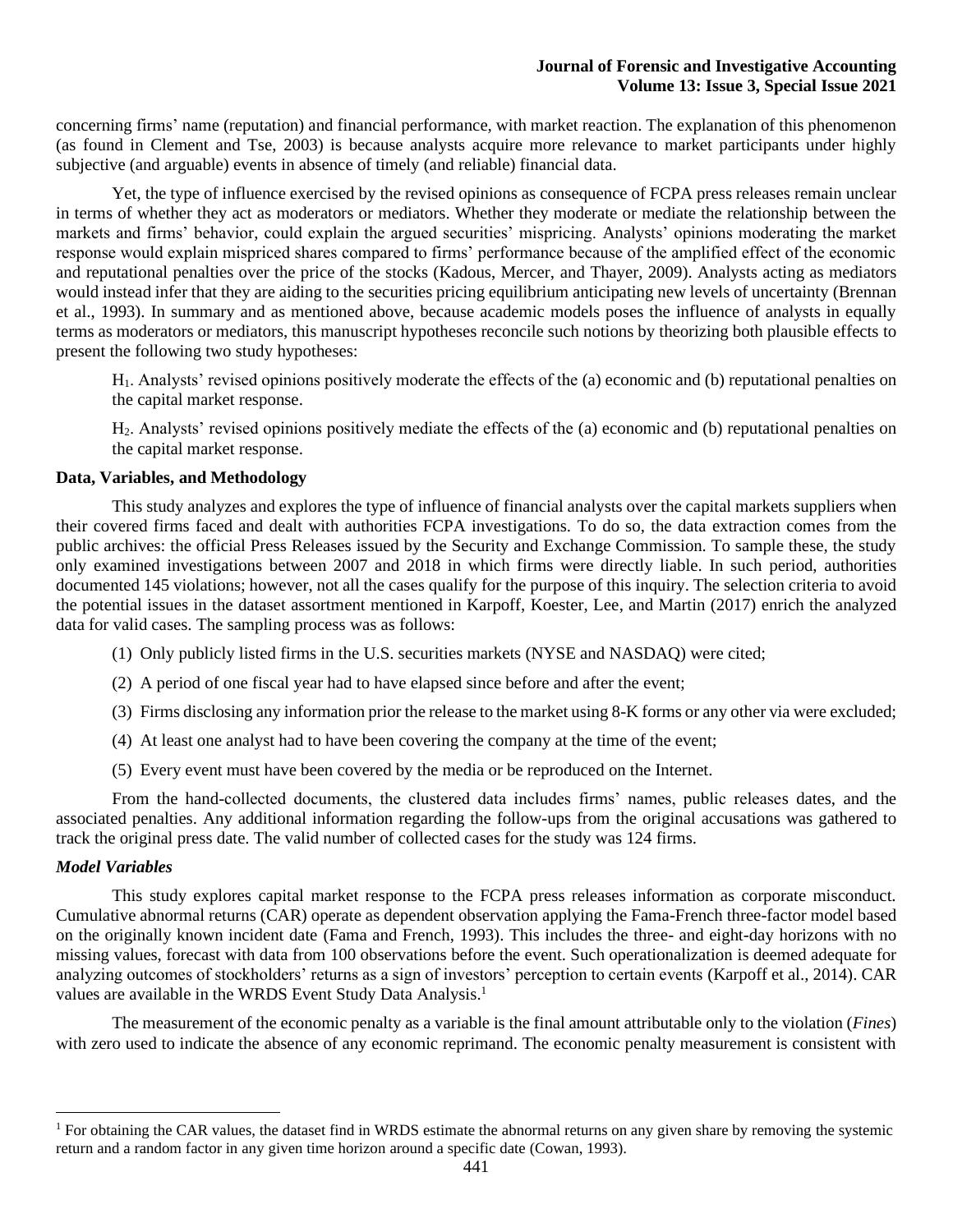concerning firms' name (reputation) and financial performance, with market reaction. The explanation of this phenomenon (as found in Clement and Tse, 2003) is because analysts acquire more relevance to market participants under highly subjective (and arguable) events in absence of timely (and reliable) financial data.

Yet, the type of influence exercised by the revised opinions as consequence of FCPA press releases remain unclear in terms of whether they act as moderators or mediators. Whether they moderate or mediate the relationship between the markets and firms' behavior, could explain the argued securities' mispricing. Analysts' opinions moderating the market response would explain mispriced shares compared to firms' performance because of the amplified effect of the economic and reputational penalties over the price of the stocks (Kadous, Mercer, and Thayer, 2009). Analysts acting as mediators would instead infer that they are aiding to the securities pricing equilibrium anticipating new levels of uncertainty (Brennan et al., 1993). In summary and as mentioned above, because academic models poses the influence of analysts in equally terms as moderators or mediators, this manuscript hypotheses reconcile such notions by theorizing both plausible effects to present the following two study hypotheses:

> $H_1$. Analysts' revised opinions positively moderate the effects of the (a) economic and (b) reputational penalties on the capital market response.
>
> $H_2$. Analysts' revised opinions positively mediate the effects of the (a) economic and (b) reputational penalties on the capital market response.

## Data, Variables, and Methodology

This study analyzes and explores the type of influence of financial analysts over the capital markets suppliers when their covered firms faced and dealt with authorities FCPA investigations. To do so, the data extraction comes from the public archives: the official Press Releases issued by the Security and Exchange Commission. To sample these, the study only examined investigations between 2007 and 2018 in which firms were directly liable. In such period, authorities documented 145 violations; however, not all the cases qualify for the purpose of this inquiry. The selection criteria to avoid the potential issues in the dataset assortment mentioned in Karpoff, Koester, Lee, and Martin (2017) enrich the analyzed data for valid cases. The sampling process was as follows:

1. Only publicly listed firms in the U.S. securities markets (NYSE and NASDAQ) were cited;
2. A period of one fiscal year had to have elapsed since before and after the event;
3. Firms disclosing any information prior the release to the market using 8-K forms or any other via were excluded;
4. At least one analyst had to have been covering the company at the time of the event;
5. Every event must have been covered by the media or be reproduced on the Internet.

From the hand-collected documents, the clustered data includes firms' names, public releases dates, and the associated penalties. Any additional information regarding the follow-ups from the original accusations was gathered to track the original press date. The valid number of collected cases for the study was 124 firms.

### *Model Variables*

This study explores capital market response to the FCPA press releases information as corporate misconduct. Cumulative abnormal returns (CAR) operate as dependent observation applying the Fama-French three-factor model based on the originally known incident date (Fama and French, 1993). This includes the three- and eight-day horizons with no missing values, forecast with data from 100 observations before the event. Such operationalization is deemed adequate for analyzing outcomes of stockholders' returns as a sign of investors' perception to certain events (Karpoff et al., 2014). CAR values are available in the WRDS Event Study Data Analysis.[1]

The measurement of the economic penalty as a variable is the final amount attributable only to the violation (*Fines*) with zero used to indicate the absence of any economic reprimand. The economic penalty measurement is consistent with

---

[1] For obtaining the CAR values, the dataset find in WRDS estimate the abnormal returns on any given share by removing the systemic return and a random factor in any given time horizon around a specific date (Cowan, 1993).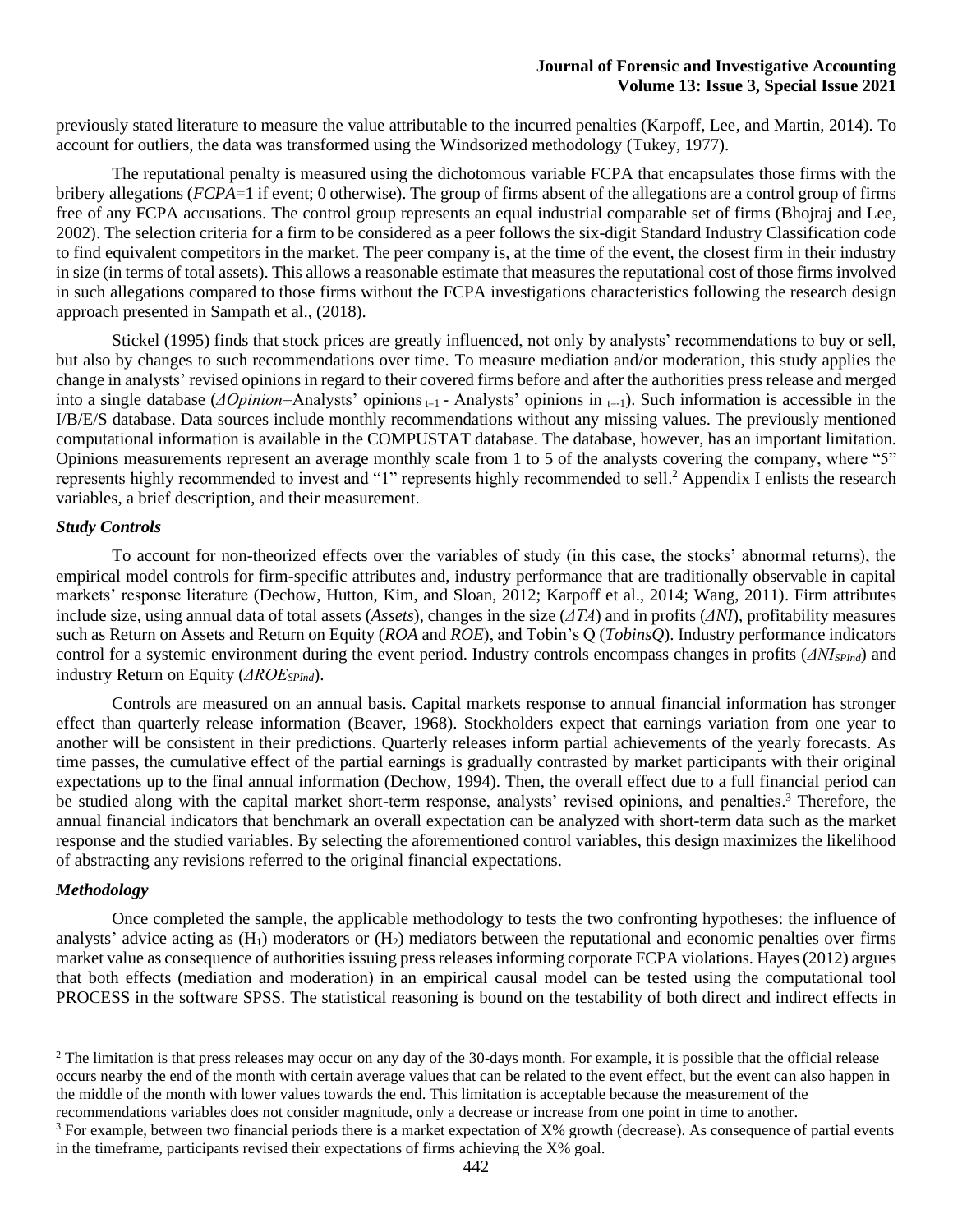previously stated literature to measure the value attributable to the incurred penalties (Karpoff, Lee, and Martin, 2014). To account for outliers, the data was transformed using the Windsorized methodology (Tukey, 1977).

The reputational penalty is measured using the dichotomous variable FCPA that encapsulates those firms with the bribery allegations (*FCPA*=1 if event; 0 otherwise). The group of firms absent of the allegations are a control group of firms free of any FCPA accusations. The control group represents an equal industrial comparable set of firms (Bhojraj and Lee, 2002). The selection criteria for a firm to be considered as a peer follows the six-digit Standard Industry Classification code to find equivalent competitors in the market. The peer company is, at the time of the event, the closest firm in their industry in size (in terms of total assets). This allows a reasonable estimate that measures the reputational cost of those firms involved in such allegations compared to those firms without the FCPA investigations characteristics following the research design approach presented in Sampath et al., (2018).

Stickel (1995) finds that stock prices are greatly influenced, not only by analysts' recommendations to buy or sell, but also by changes to such recommendations over time. To measure mediation and/or moderation, this study applies the change in analysts' revised opinions in regard to their covered firms before and after the authorities press release and merged into a single database ($\Delta Opinion$=Analysts' opinions $_{t=1}$ - Analysts' opinions in $_{t=-1}$). Such information is accessible in the I/B/E/S database. Data sources include monthly recommendations without any missing values. The previously mentioned computational information is available in the COMPUSTAT database. The database, however, has an important limitation. Opinions measurements represent an average monthly scale from 1 to 5 of the analysts covering the company, where "5" represents highly recommended to invest and "1" represents highly recommended to sell.[2] Appendix I enlists the research variables, a brief description, and their measurement.

### *Study Controls*

To account for non-theorized effects over the variables of study (in this case, the stocks' abnormal returns), the empirical model controls for firm-specific attributes and, industry performance that are traditionally observable in capital markets' response literature (Dechow, Hutton, Kim, and Sloan, 2012; Karpoff et al., 2014; Wang, 2011). Firm attributes include size, using annual data of total assets (*Assets*), changes in the size ($\Delta TA$) and in profits ($\Delta NI$), profitability measures such as Return on Assets and Return on Equity (*ROA* and *ROE*), and Tobin's Q (*TobinsQ*). Industry performance indicators control for a systemic environment during the event period. Industry controls encompass changes in profits ($\Delta NI_{SPInd}$) and industry Return on Equity ($\Delta ROE_{SPInd}$).

Controls are measured on an annual basis. Capital markets response to annual financial information has stronger effect than quarterly release information (Beaver, 1968). Stockholders expect that earnings variation from one year to another will be consistent in their predictions. Quarterly releases inform partial achievements of the yearly forecasts. As time passes, the cumulative effect of the partial earnings is gradually contrasted by market participants with their original expectations up to the final annual information (Dechow, 1994). Then, the overall effect due to a full financial period can be studied along with the capital market short-term response, analysts' revised opinions, and penalties.[3] Therefore, the annual financial indicators that benchmark an overall expectation can be analyzed with short-term data such as the market response and the studied variables. By selecting the aforementioned control variables, this design maximizes the likelihood of abstracting any revisions referred to the original financial expectations.

### *Methodology*

Once completed the sample, the applicable methodology to tests the two confronting hypotheses: the influence of analysts' advice acting as ($H_1$) moderators or ($H_2$) mediators between the reputational and economic penalties over firms market value as consequence of authorities issuing press releases informing corporate FCPA violations. Hayes (2012) argues that both effects (mediation and moderation) in an empirical causal model can be tested using the computational tool PROCESS in the software SPSS. The statistical reasoning is bound on the testability of both direct and indirect effects in

---

[2] The limitation is that press releases may occur on any day of the 30-days month. For example, it is possible that the official release occurs nearby the end of the month with certain average values that can be related to the event effect, but the event can also happen in the middle of the month with lower values towards the end. This limitation is acceptable because the measurement of the recommendations variables does not consider magnitude, only a decrease or increase from one point in time to another.

[3] For example, between two financial periods there is a market expectation of X% growth (decrease). As consequence of partial events in the timeframe, participants revised their expectations of firms achieving the X% goal.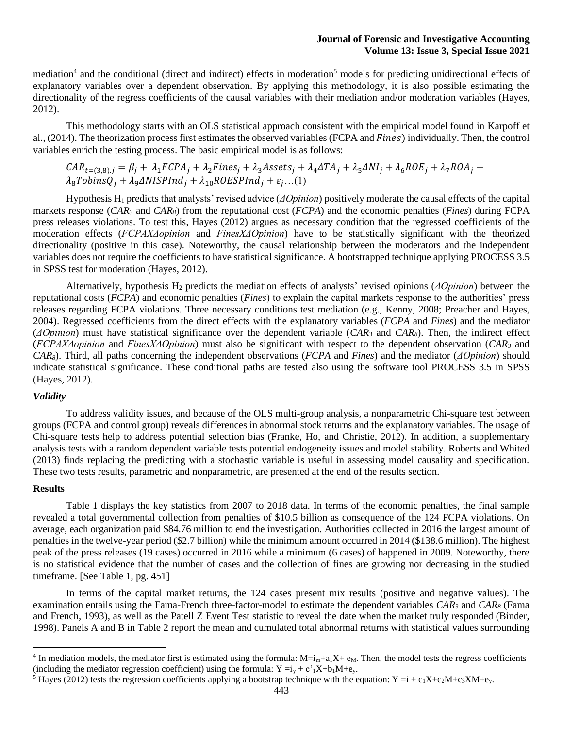mediation[4] and the conditional (direct and indirect) effects in moderation[5] models for predicting unidirectional effects of explanatory variables over a dependent observation. By applying this methodology, it is also possible estimating the directionality of the regress coefficients of the causal variables with their mediation and/or moderation variables (Hayes, 2012).

This methodology starts with an OLS statistical approach consistent with the empirical model found in Karpoff et al., (2014). The theorization process first estimates the observed variables (FCPA and $Fines$) individually. Then, the control variables enrich the testing process. The basic empirical model is as follows:

$$CAR_{t=(3,8),j} = \beta_j + \lambda_1 FCPA_j + \lambda_2 Fines_j + \lambda_3 Assets_j + \lambda_4 \Delta TA_j + \lambda_5 \Delta NI_j + \lambda_6 ROE_j + \lambda_7 ROA_j + \lambda_8 TobinsQ_j + \lambda_9 \Delta NISPInd_j + \lambda_{10} ROESPInd_j + \varepsilon_j \ldots(1)$$

Hypothesis $H_1$ predicts that analysts' revised advice (*ΔOpinion*) positively moderate the causal effects of the capital markets response ($CAR_3$ and $CAR_8$) from the reputational cost (*FCPA*) and the economic penalties (*Fines*) during FCPA press releases violations. To test this, Hayes (2012) argues as necessary condition that the regressed coefficients of the moderation effects (*FCPAXΔopinion* and *FinesXΔOpinion*) have to be statistically significant with the theorized directionality (positive in this case). Noteworthy, the causal relationship between the moderators and the independent variables does not require the coefficients to have statistical significance. A bootstrapped technique applying PROCESS 3.5 in SPSS test for moderation (Hayes, 2012).

Alternatively, hypothesis $H_2$ predicts the mediation effects of analysts' revised opinions (*ΔOpinion*) between the reputational costs (*FCPA*) and economic penalties (*Fines*) to explain the capital markets response to the authorities' press releases regarding FCPA violations. Three necessary conditions test mediation (e.g., Kenny, 2008; Preacher and Hayes, 2004). Regressed coefficients from the direct effects with the explanatory variables (*FCPA* and *Fines*) and the mediator (*ΔOpinion*) must have statistical significance over the dependent variable ($CAR_3$ and $CAR_8$). Then, the indirect effect (*FCPAXΔopinion* and *FinesXΔOpinion*) must also be significant with respect to the dependent observation ($CAR_3$ and $CAR_8$). Third, all paths concerning the independent observations (*FCPA* and *Fines*) and the mediator (*ΔOpinion*) should indicate statistical significance. These conditional paths are tested also using the software tool PROCESS 3.5 in SPSS (Hayes, 2012).

### *Validity*

To address validity issues, and because of the OLS multi-group analysis, a nonparametric Chi-square test between groups (FCPA and control group) reveals differences in abnormal stock returns and the explanatory variables. The usage of Chi-square tests help to address potential selection bias (Franke, Ho, and Christie, 2012). In addition, a supplementary analysis tests with a random dependent variable tests potential endogeneity issues and model stability. Roberts and Whited (2013) finds replacing the predicting with a stochastic variable is useful in assessing model causality and specification. These two tests results, parametric and nonparametric, are presented at the end of the results section.

## Results

Table 1 displays the key statistics from 2007 to 2018 data. In terms of the economic penalties, the final sample revealed a total governmental collection from penalties of \$10.5 billion as consequence of the 124 FCPA violations. On average, each organization paid \$84.76 million to end the investigation. Authorities collected in 2016 the largest amount of penalties in the twelve-year period (\$2.7 billion) while the minimum amount occurred in 2014 (\$138.6 million). The highest peak of the press releases (19 cases) occurred in 2016 while a minimum (6 cases) of happened in 2009. Noteworthy, there is no statistical evidence that the number of cases and the collection of fines are growing nor decreasing in the studied timeframe. [See Table 1, pg. 451]

In terms of the capital market returns, the 124 cases present mix results (positive and negative values). The examination entails using the Fama-French three-factor-model to estimate the dependent variables $CAR_3$ and $CAR_8$ (Fama and French, 1993), as well as the Patell Z Event Test statistic to reveal the date when the market truly responded (Binder, 1998). Panels A and B in Table 2 report the mean and cumulated total abnormal returns with statistical values surrounding

---

[4] In mediation models, the mediator first is estimated using the formula: $M=i_m+a_1X+e_M$. Then, the model tests the regress coefficients (including the mediator regression coefficient) using the formula: $Y=i_y+c'_1X+b_1M+e_y$.

[5] Hayes (2012) tests the regression coefficients applying a bootstrap technique with the equation: $Y=i+c_1X+c_2M+c_3XM+e_y$.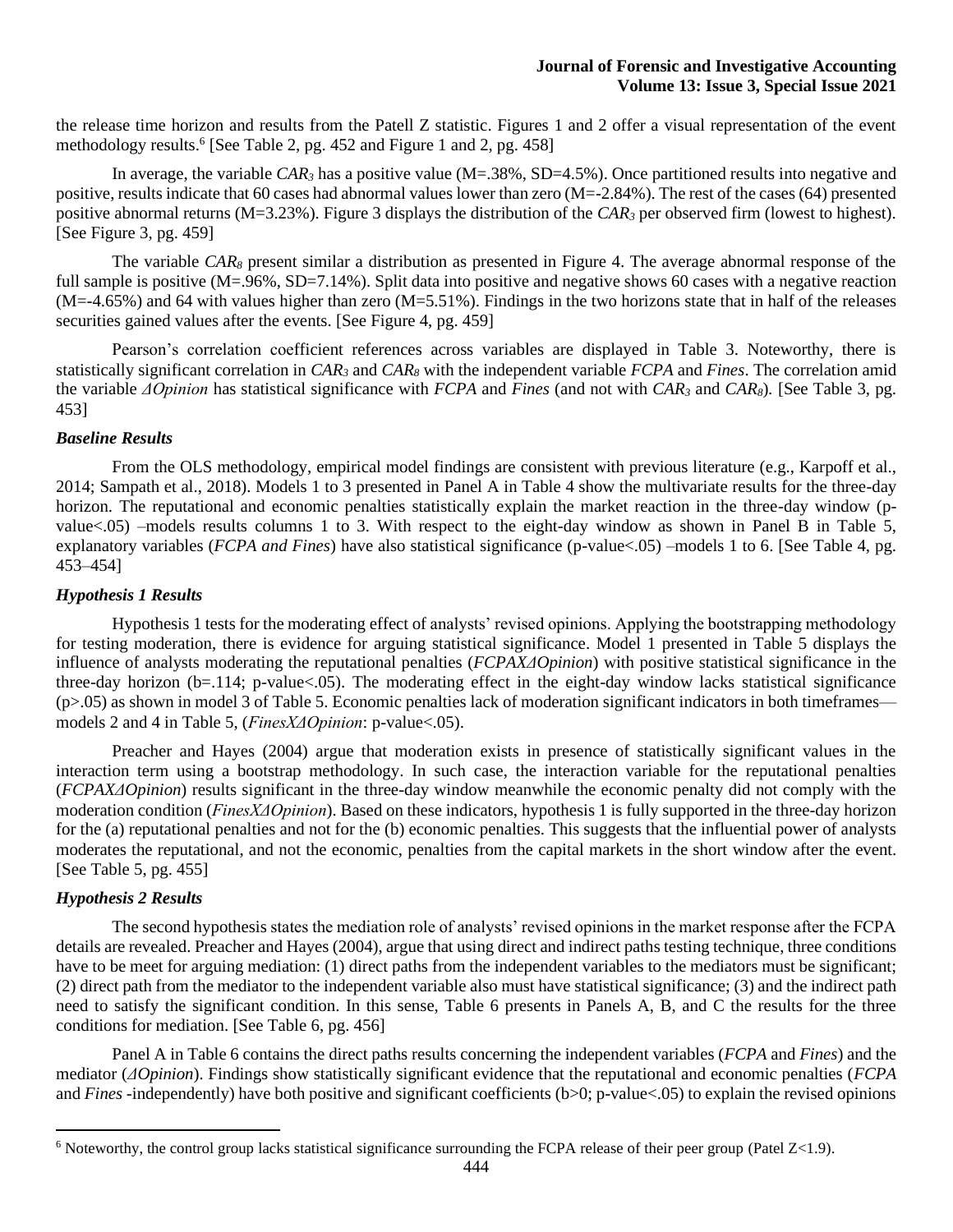the release time horizon and results from the Patell Z statistic. Figures 1 and 2 offer a visual representation of the event methodology results.[6] [See Table 2, pg. 452 and Figure 1 and 2, pg. 458]

In average, the variable $CAR_3$ has a positive value (M=.38%, SD=4.5%). Once partitioned results into negative and positive, results indicate that 60 cases had abnormal values lower than zero (M=-2.84%). The rest of the cases (64) presented positive abnormal returns (M=3.23%). Figure 3 displays the distribution of the $CAR_3$ per observed firm (lowest to highest). [See Figure 3, pg. 459]

The variable $CAR_8$ present similar a distribution as presented in Figure 4. The average abnormal response of the full sample is positive (M=.96%, SD=7.14%). Split data into positive and negative shows 60 cases with a negative reaction (M=-4.65%) and 64 with values higher than zero (M=5.51%). Findings in the two horizons state that in half of the releases securities gained values after the events. [See Figure 4, pg. 459]

Pearson's correlation coefficient references across variables are displayed in Table 3. Noteworthy, there is statistically significant correlation in $CAR_3$ and $CAR_8$ with the independent variable *FCPA* and *Fines*. The correlation amid the variable *ΔOpinion* has statistical significance with *FCPA* and *Fines* (and not with $CAR_3$ and $CAR_8$). [See Table 3, pg. 453]

### *Baseline Results*

From the OLS methodology, empirical model findings are consistent with previous literature (e.g., Karpoff et al., 2014; Sampath et al., 2018). Models 1 to 3 presented in Panel A in Table 4 show the multivariate results for the three-day horizon. The reputational and economic penalties statistically explain the market reaction in the three-day window (p-value<.05) –models results columns 1 to 3. With respect to the eight-day window as shown in Panel B in Table 5, explanatory variables (*FCPA and Fines*) have also statistical significance (p-value<.05) –models 1 to 6. [See Table 4, pg. 453–454]

### *Hypothesis 1 Results*

Hypothesis 1 tests for the moderating effect of analysts' revised opinions. Applying the bootstrapping methodology for testing moderation, there is evidence for arguing statistical significance. Model 1 presented in Table 5 displays the influence of analysts moderating the reputational penalties (*FCPAXΔOpinion*) with positive statistical significance in the three-day horizon (b=.114; p-value<.05). The moderating effect in the eight-day window lacks statistical significance (p>.05) as shown in model 3 of Table 5. Economic penalties lack of moderation significant indicators in both timeframes—models 2 and 4 in Table 5, (*FinesXΔOpinion*: p-value<.05).

Preacher and Hayes (2004) argue that moderation exists in presence of statistically significant values in the interaction term using a bootstrap methodology. In such case, the interaction variable for the reputational penalties (*FCPAXΔOpinion*) results significant in the three-day window meanwhile the economic penalty did not comply with the moderation condition (*FinesXΔOpinion*). Based on these indicators, hypothesis 1 is fully supported in the three-day horizon for the (a) reputational penalties and not for the (b) economic penalties. This suggests that the influential power of analysts moderates the reputational, and not the economic, penalties from the capital markets in the short window after the event. [See Table 5, pg. 455]

### *Hypothesis 2 Results*

The second hypothesis states the mediation role of analysts' revised opinions in the market response after the FCPA details are revealed. Preacher and Hayes (2004), argue that using direct and indirect paths testing technique, three conditions have to be meet for arguing mediation: (1) direct paths from the independent variables to the mediators must be significant; (2) direct path from the mediator to the independent variable also must have statistical significance; (3) and the indirect path need to satisfy the significant condition. In this sense, Table 6 presents in Panels A, B, and C the results for the three conditions for mediation. [See Table 6, pg. 456]

Panel A in Table 6 contains the direct paths results concerning the independent variables (*FCPA* and *Fines*) and the mediator (*ΔOpinion*). Findings show statistically significant evidence that the reputational and economic penalties (*FCPA* and *Fines* -independently) have both positive and significant coefficients (b>0; p-value<.05) to explain the revised opinions

[6] Noteworthy, the control group lacks statistical significance surrounding the FCPA release of their peer group (Patel Z<1.9).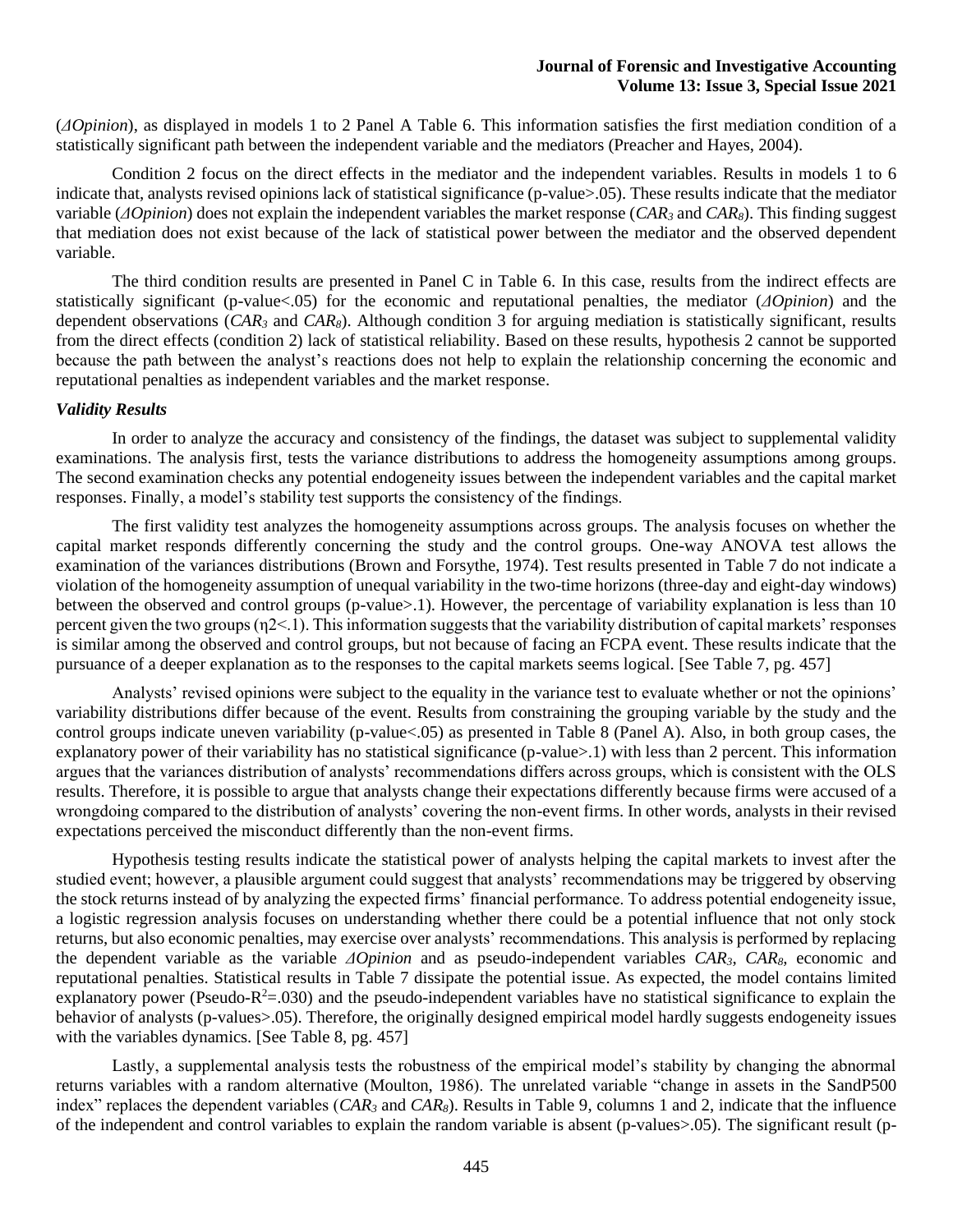(*ΔOpinion*), as displayed in models 1 to 2 Panel A Table 6. This information satisfies the first mediation condition of a statistically significant path between the independent variable and the mediators (Preacher and Hayes, 2004).

Condition 2 focus on the direct effects in the mediator and the independent variables. Results in models 1 to 6 indicate that, analysts revised opinions lack of statistical significance (p-value>.05). These results indicate that the mediator variable (*ΔOpinion*) does not explain the independent variables the market response ($CAR_3$ and $CAR_8$). This finding suggest that mediation does not exist because of the lack of statistical power between the mediator and the observed dependent variable.

The third condition results are presented in Panel C in Table 6. In this case, results from the indirect effects are statistically significant (p-value<.05) for the economic and reputational penalties, the mediator (*ΔOpinion*) and the dependent observations ($CAR_3$ and $CAR_8$). Although condition 3 for arguing mediation is statistically significant, results from the direct effects (condition 2) lack of statistical reliability. Based on these results, hypothesis 2 cannot be supported because the path between the analyst's reactions does not help to explain the relationship concerning the economic and reputational penalties as independent variables and the market response.

### *Validity Results*

In order to analyze the accuracy and consistency of the findings, the dataset was subject to supplemental validity examinations. The analysis first, tests the variance distributions to address the homogeneity assumptions among groups. The second examination checks any potential endogeneity issues between the independent variables and the capital market responses. Finally, a model's stability test supports the consistency of the findings.

The first validity test analyzes the homogeneity assumptions across groups. The analysis focuses on whether the capital market responds differently concerning the study and the control groups. One-way ANOVA test allows the examination of the variances distributions (Brown and Forsythe, 1974). Test results presented in Table 7 do not indicate a violation of the homogeneity assumption of unequal variability in the two-time horizons (three-day and eight-day windows) between the observed and control groups (p-value>.1). However, the percentage of variability explanation is less than 10 percent given the two groups ($\eta2<.1$). This information suggests that the variability distribution of capital markets' responses is similar among the observed and control groups, but not because of facing an FCPA event. These results indicate that the pursuance of a deeper explanation as to the responses to the capital markets seems logical. [See Table 7, pg. 457]

Analysts' revised opinions were subject to the equality in the variance test to evaluate whether or not the opinions' variability distributions differ because of the event. Results from constraining the grouping variable by the study and the control groups indicate uneven variability (p-value<.05) as presented in Table 8 (Panel A). Also, in both group cases, the explanatory power of their variability has no statistical significance (p-value>.1) with less than 2 percent. This information argues that the variances distribution of analysts' recommendations differs across groups, which is consistent with the OLS results. Therefore, it is possible to argue that analysts change their expectations differently because firms were accused of a wrongdoing compared to the distribution of analysts' covering the non-event firms. In other words, analysts in their revised expectations perceived the misconduct differently than the non-event firms.

Hypothesis testing results indicate the statistical power of analysts helping the capital markets to invest after the studied event; however, a plausible argument could suggest that analysts' recommendations may be triggered by observing the stock returns instead of by analyzing the expected firms' financial performance. To address potential endogeneity issue, a logistic regression analysis focuses on understanding whether there could be a potential influence that not only stock returns, but also economic penalties, may exercise over analysts' recommendations. This analysis is performed by replacing the dependent variable as the variable *ΔOpinion* and as pseudo-independent variables $CAR_3$, $CAR_8$, economic and reputational penalties. Statistical results in Table 7 dissipate the potential issue. As expected, the model contains limited explanatory power (Pseudo-$R^2$=.030) and the pseudo-independent variables have no statistical significance to explain the behavior of analysts (p-values>.05). Therefore, the originally designed empirical model hardly suggests endogeneity issues with the variables dynamics. [See Table 8, pg. 457]

Lastly, a supplemental analysis tests the robustness of the empirical model's stability by changing the abnormal returns variables with a random alternative (Moulton, 1986). The unrelated variable "change in assets in the SandP500 index" replaces the dependent variables ($CAR_3$ and $CAR_8$). Results in Table 9, columns 1 and 2, indicate that the influence of the independent and control variables to explain the random variable is absent (p-values>.05). The significant result (p-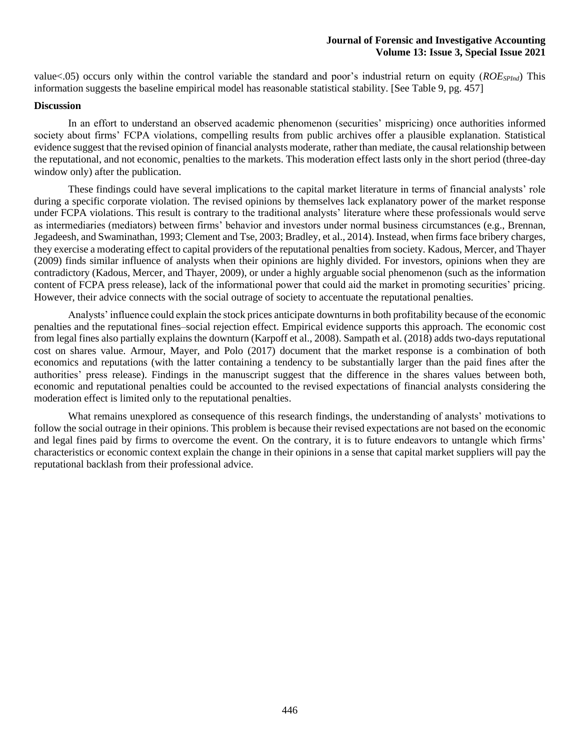value<.05) occurs only within the control variable the standard and poor's industrial return on equity ($ROE_{SPInd}$) This information suggests the baseline empirical model has reasonable statistical stability. [See Table 9, pg. 457]

**Discussion**

In an effort to understand an observed academic phenomenon (securities' mispricing) once authorities informed society about firms' FCPA violations, compelling results from public archives offer a plausible explanation. Statistical evidence suggest that the revised opinion of financial analysts moderate, rather than mediate, the causal relationship between the reputational, and not economic, penalties to the markets. This moderation effect lasts only in the short period (three-day window only) after the publication.

These findings could have several implications to the capital market literature in terms of financial analysts' role during a specific corporate violation. The revised opinions by themselves lack explanatory power of the market response under FCPA violations. This result is contrary to the traditional analysts' literature where these professionals would serve as intermediaries (mediators) between firms' behavior and investors under normal business circumstances (e.g., Brennan, Jegadeesh, and Swaminathan, 1993; Clement and Tse, 2003; Bradley, et al., 2014). Instead, when firms face bribery charges, they exercise a moderating effect to capital providers of the reputational penalties from society. Kadous, Mercer, and Thayer (2009) finds similar influence of analysts when their opinions are highly divided. For investors, opinions when they are contradictory (Kadous, Mercer, and Thayer, 2009), or under a highly arguable social phenomenon (such as the information content of FCPA press release), lack of the informational power that could aid the market in promoting securities' pricing. However, their advice connects with the social outrage of society to accentuate the reputational penalties.

Analysts' influence could explain the stock prices anticipate downturns in both profitability because of the economic penalties and the reputational fines–social rejection effect. Empirical evidence supports this approach. The economic cost from legal fines also partially explains the downturn (Karpoff et al., 2008). Sampath et al. (2018) adds two-days reputational cost on shares value. Armour, Mayer, and Polo (2017) document that the market response is a combination of both economics and reputations (with the latter containing a tendency to be substantially larger than the paid fines after the authorities' press release). Findings in the manuscript suggest that the difference in the shares values between both, economic and reputational penalties could be accounted to the revised expectations of financial analysts considering the moderation effect is limited only to the reputational penalties.

What remains unexplored as consequence of this research findings, the understanding of analysts' motivations to follow the social outrage in their opinions. This problem is because their revised expectations are not based on the economic and legal fines paid by firms to overcome the event. On the contrary, it is to future endeavors to untangle which firms' characteristics or economic context explain the change in their opinions in a sense that capital market suppliers will pay the reputational backlash from their professional advice.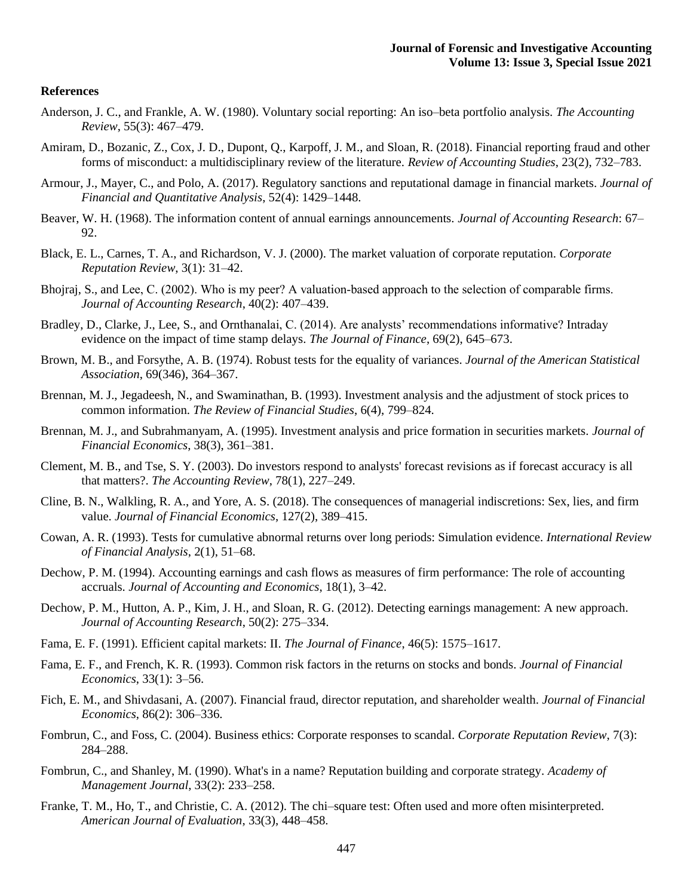**References**

Anderson, J. C., and Frankle, A. W. (1980). Voluntary social reporting: An iso–beta portfolio analysis. *The Accounting Review*, 55(3): 467–479.

Amiram, D., Bozanic, Z., Cox, J. D., Dupont, Q., Karpoff, J. M., and Sloan, R. (2018). Financial reporting fraud and other forms of misconduct: a multidisciplinary review of the literature. *Review of Accounting Studies*, 23(2), 732–783.

Armour, J., Mayer, C., and Polo, A. (2017). Regulatory sanctions and reputational damage in financial markets. *Journal of Financial and Quantitative Analysis*, 52(4): 1429–1448.

Beaver, W. H. (1968). The information content of annual earnings announcements. *Journal of Accounting Research*: 67–92.

Black, E. L., Carnes, T. A., and Richardson, V. J. (2000). The market valuation of corporate reputation. *Corporate Reputation Review*, 3(1): 31–42.

Bhojraj, S., and Lee, C. (2002). Who is my peer? A valuation-based approach to the selection of comparable firms. *Journal of Accounting Research*, 40(2): 407–439.

Bradley, D., Clarke, J., Lee, S., and Ornthanalai, C. (2014). Are analysts' recommendations informative? Intraday evidence on the impact of time stamp delays. *The Journal of Finance*, 69(2), 645–673.

Brown, M. B., and Forsythe, A. B. (1974). Robust tests for the equality of variances. *Journal of the American Statistical Association*, 69(346), 364–367.

Brennan, M. J., Jegadeesh, N., and Swaminathan, B. (1993). Investment analysis and the adjustment of stock prices to common information. *The Review of Financial Studies*, 6(4), 799–824.

Brennan, M. J., and Subrahmanyam, A. (1995). Investment analysis and price formation in securities markets. *Journal of Financial Economics*, 38(3), 361–381.

Clement, M. B., and Tse, S. Y. (2003). Do investors respond to analysts' forecast revisions as if forecast accuracy is all that matters?. *The Accounting Review*, 78(1), 227–249.

Cline, B. N., Walkling, R. A., and Yore, A. S. (2018). The consequences of managerial indiscretions: Sex, lies, and firm value. *Journal of Financial Economics*, 127(2), 389–415.

Cowan, A. R. (1993). Tests for cumulative abnormal returns over long periods: Simulation evidence. *International Review of Financial Analysis*, 2(1), 51–68.

Dechow, P. M. (1994). Accounting earnings and cash flows as measures of firm performance: The role of accounting accruals. *Journal of Accounting and Economics*, 18(1), 3–42.

Dechow, P. M., Hutton, A. P., Kim, J. H., and Sloan, R. G. (2012). Detecting earnings management: A new approach. *Journal of Accounting Research*, 50(2): 275–334.

Fama, E. F. (1991). Efficient capital markets: II. *The Journal of Finance*, 46(5): 1575–1617.

Fama, E. F., and French, K. R. (1993). Common risk factors in the returns on stocks and bonds. *Journal of Financial Economics*, 33(1): 3–56.

Fich, E. M., and Shivdasani, A. (2007). Financial fraud, director reputation, and shareholder wealth. *Journal of Financial Economics*, 86(2): 306–336.

Fombrun, C., and Foss, C. (2004). Business ethics: Corporate responses to scandal. *Corporate Reputation Review*, 7(3): 284–288.

Fombrun, C., and Shanley, M. (1990). What's in a name? Reputation building and corporate strategy. *Academy of Management Journal*, 33(2): 233–258.

Franke, T. M., Ho, T., and Christie, C. A. (2012). The chi–square test: Often used and more often misinterpreted. *American Journal of Evaluation*, 33(3), 448–458.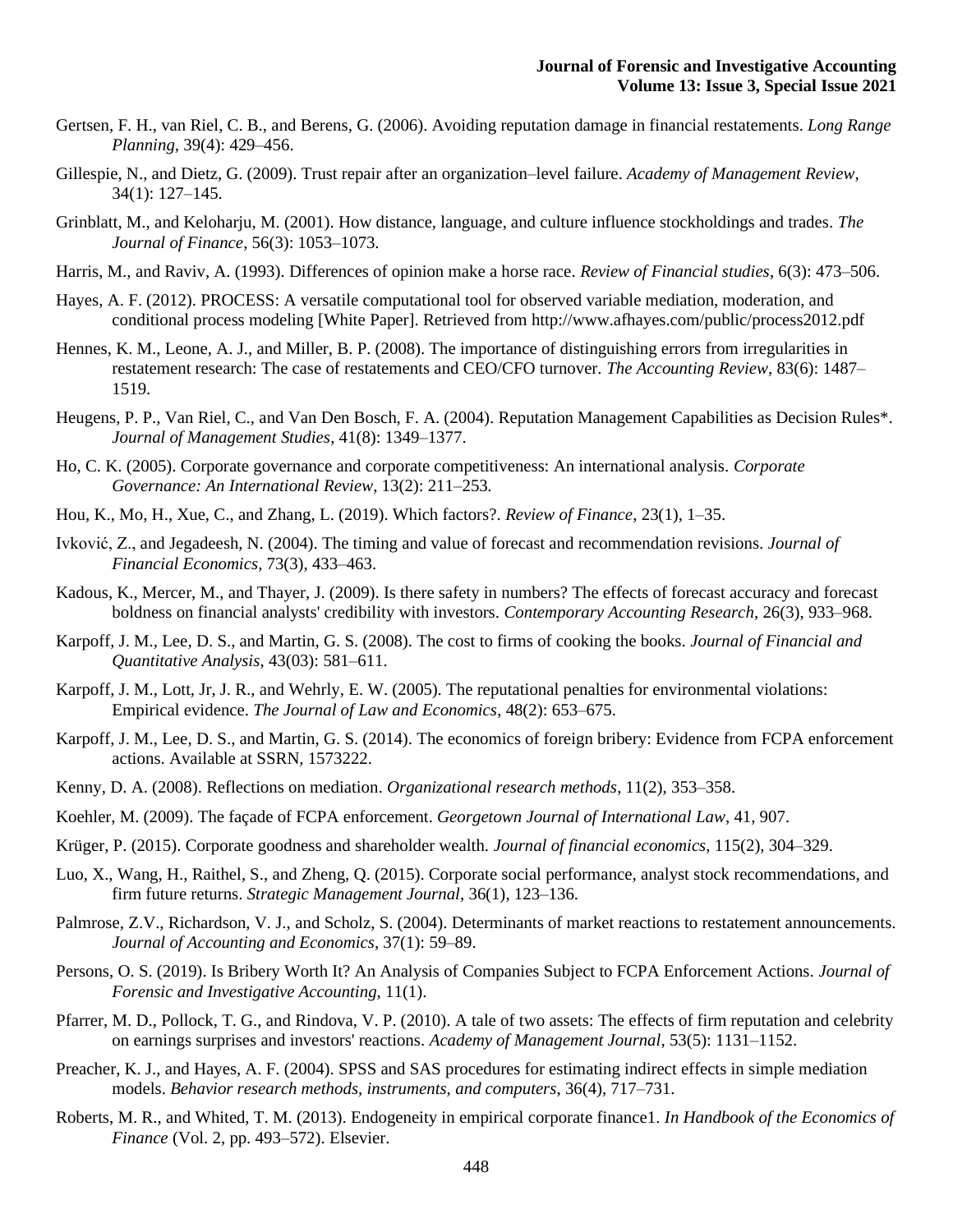Gertsen, F. H., van Riel, C. B., and Berens, G. (2006). Avoiding reputation damage in financial restatements. *Long Range Planning*, 39(4): 429–456.

Gillespie, N., and Dietz, G. (2009). Trust repair after an organization–level failure. *Academy of Management Review*, 34(1): 127–145.

Grinblatt, M., and Keloharju, M. (2001). How distance, language, and culture influence stockholdings and trades. *The Journal of Finance*, 56(3): 1053–1073.

Harris, M., and Raviv, A. (1993). Differences of opinion make a horse race. *Review of Financial studies*, 6(3): 473–506.

Hayes, A. F. (2012). PROCESS: A versatile computational tool for observed variable mediation, moderation, and conditional process modeling [White Paper]. Retrieved from http://www.afhayes.com/public/process2012.pdf

Hennes, K. M., Leone, A. J., and Miller, B. P. (2008). The importance of distinguishing errors from irregularities in restatement research: The case of restatements and CEO/CFO turnover. *The Accounting Review*, 83(6): 1487–1519.

Heugens, P. P., Van Riel, C., and Van Den Bosch, F. A. (2004). Reputation Management Capabilities as Decision Rules*. *Journal of Management Studies*, 41(8): 1349–1377.

Ho, C. K. (2005). Corporate governance and corporate competitiveness: An international analysis. *Corporate Governance: An International Review*, 13(2): 211–253.

Hou, K., Mo, H., Xue, C., and Zhang, L. (2019). Which factors?. *Review of Finance*, 23(1), 1–35.

Ivković, Z., and Jegadeesh, N. (2004). The timing and value of forecast and recommendation revisions. *Journal of Financial Economics*, 73(3), 433–463.

Kadous, K., Mercer, M., and Thayer, J. (2009). Is there safety in numbers? The effects of forecast accuracy and forecast boldness on financial analysts' credibility with investors. *Contemporary Accounting Research*, 26(3), 933–968.

Karpoff, J. M., Lee, D. S., and Martin, G. S. (2008). The cost to firms of cooking the books. *Journal of Financial and Quantitative Analysis*, 43(03): 581–611.

Karpoff, J. M., Lott, Jr, J. R., and Wehrly, E. W. (2005). The reputational penalties for environmental violations: Empirical evidence. *The Journal of Law and Economics*, 48(2): 653–675.

Karpoff, J. M., Lee, D. S., and Martin, G. S. (2014). The economics of foreign bribery: Evidence from FCPA enforcement actions. Available at SSRN, 1573222.

Kenny, D. A. (2008). Reflections on mediation. *Organizational research methods*, 11(2), 353–358.

Koehler, M. (2009). The façade of FCPA enforcement. *Georgetown Journal of International Law*, 41, 907.

Krüger, P. (2015). Corporate goodness and shareholder wealth. *Journal of financial economics*, 115(2), 304–329.

Luo, X., Wang, H., Raithel, S., and Zheng, Q. (2015). Corporate social performance, analyst stock recommendations, and firm future returns. *Strategic Management Journal*, 36(1), 123–136.

Palmrose, Z.V., Richardson, V. J., and Scholz, S. (2004). Determinants of market reactions to restatement announcements. *Journal of Accounting and Economics*, 37(1): 59–89.

Persons, O. S. (2019). Is Bribery Worth It? An Analysis of Companies Subject to FCPA Enforcement Actions. *Journal of Forensic and Investigative Accounting*, 11(1).

Pfarrer, M. D., Pollock, T. G., and Rindova, V. P. (2010). A tale of two assets: The effects of firm reputation and celebrity on earnings surprises and investors' reactions. *Academy of Management Journal*, 53(5): 1131–1152.

Preacher, K. J., and Hayes, A. F. (2004). SPSS and SAS procedures for estimating indirect effects in simple mediation models. *Behavior research methods, instruments, and computers*, 36(4), 717–731.

Roberts, M. R., and Whited, T. M. (2013). Endogeneity in empirical corporate finance1. *In Handbook of the Economics of Finance* (Vol. 2, pp. 493–572). Elsevier.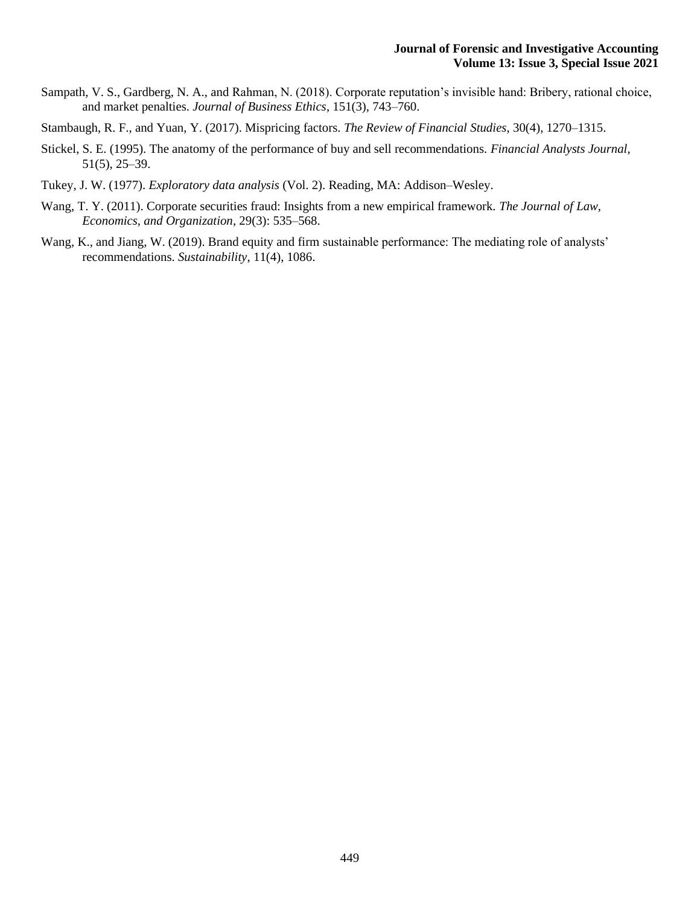Sampath, V. S., Gardberg, N. A., and Rahman, N. (2018). Corporate reputation's invisible hand: Bribery, rational choice, and market penalties. *Journal of Business Ethics*, 151(3), 743–760.

Stambaugh, R. F., and Yuan, Y. (2017). Mispricing factors. *The Review of Financial Studies*, 30(4), 1270–1315.

Stickel, S. E. (1995). The anatomy of the performance of buy and sell recommendations. *Financial Analysts Journal*, 51(5), 25–39.

Tukey, J. W. (1977). *Exploratory data analysis* (Vol. 2). Reading, MA: Addison–Wesley.

Wang, T. Y. (2011). Corporate securities fraud: Insights from a new empirical framework. *The Journal of Law, Economics, and Organization*, 29(3): 535–568.

Wang, K., and Jiang, W. (2019). Brand equity and firm sustainable performance: The mediating role of analysts' recommendations. *Sustainability*, 11(4), 1086.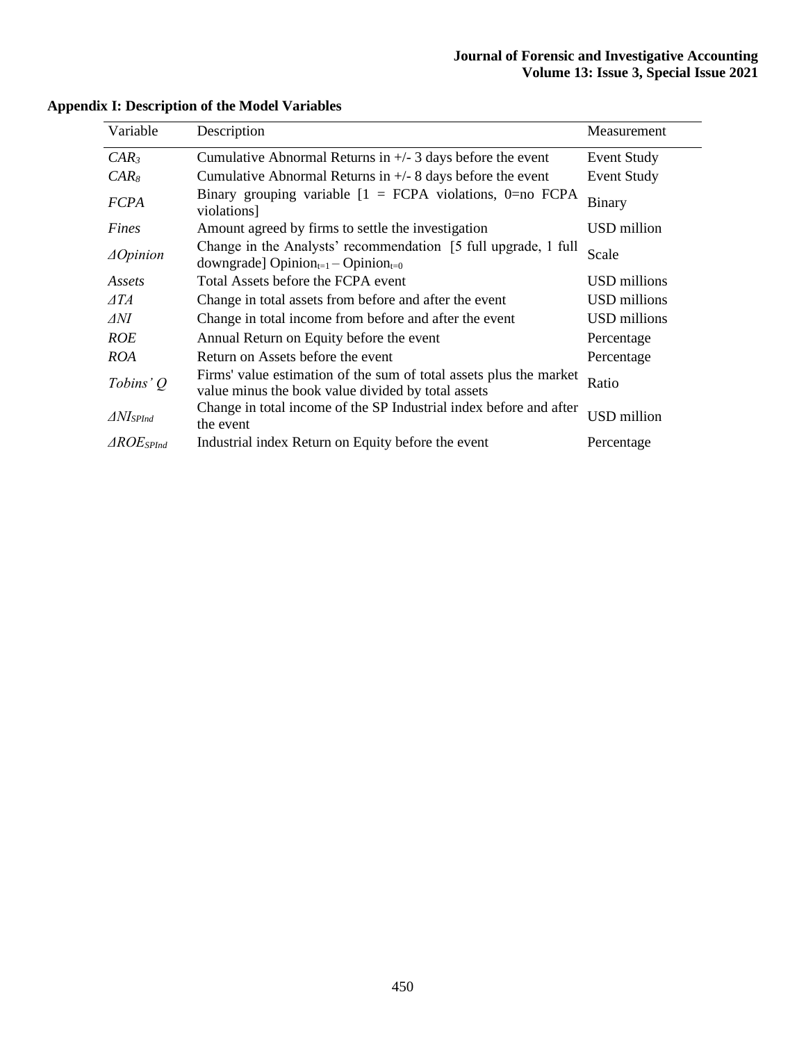**Appendix I: Description of the Model Variables**

| Variable | Description | Measurement |
|---|---|---|
| $CAR_3$ | Cumulative Abnormal Returns in +/- 3 days before the event | Event Study |
| $CAR_8$ | Cumulative Abnormal Returns in +/- 8 days before the event | Event Study |
| *FCPA* | Binary grouping variable [1 = FCPA violations, 0=no FCPA violations] | Binary |
| *Fines* | Amount agreed by firms to settle the investigation | USD million |
| $\Delta Opinion$ | Change in the Analysts' recommendation [5 full upgrade, 1 full downgrade] $Opinion_{t=1} - Opinion_{t=0}$ | Scale |
| *Assets* | Total Assets before the FCPA event | USD millions |
| $\Delta TA$ | Change in total assets from before and after the event | USD millions |
| $\Delta NI$ | Change in total income from before and after the event | USD millions |
| *ROE* | Annual Return on Equity before the event | Percentage |
| *ROA* | Return on Assets before the event | Percentage |
| *Tobins' Q* | Firms' value estimation of the sum of total assets plus the market value minus the book value divided by total assets | Ratio |
| $\Delta NI_{SPInd}$ | Change in total income of the SP Industrial index before and after the event | USD million |
| $\Delta ROE_{SPInd}$ | Industrial index Return on Equity before the event | Percentage |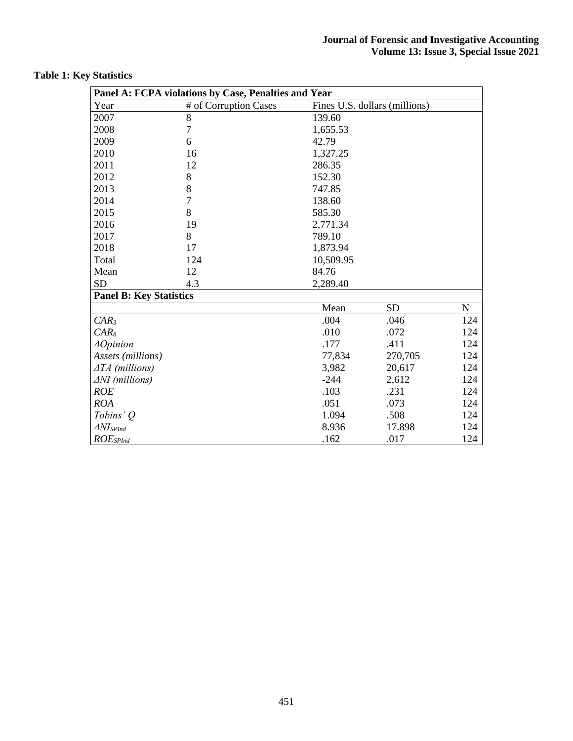**Table 1: Key Statistics**

| **Panel A: FCPA violations by Case, Penalties and Year** | | | | |
|---|---|---|---|---|
| Year | # of Corruption Cases | Fines U.S. dollars (millions) | | |
| 2007 | 8 | 139.60 | | |
| 2008 | 7 | 1,655.53 | | |
| 2009 | 6 | 42.79 | | |
| 2010 | 16 | 1,327.25 | | |
| 2011 | 12 | 286.35 | | |
| 2012 | 8 | 152.30 | | |
| 2013 | 8 | 747.85 | | |
| 2014 | 7 | 138.60 | | |
| 2015 | 8 | 585.30 | | |
| 2016 | 19 | 2,771.34 | | |
| 2017 | 8 | 789.10 | | |
| 2018 | 17 | 1,873.94 | | |
| Total | 124 | 10,509.95 | | |
| Mean | 12 | 84.76 | | |
| SD | 4.3 | 2,289.40 | | |
| **Panel B: Key Statistics** | | | | |
| | | Mean | SD | N |
| $CAR_3$ | | .004 | .046 | 124 |
| $CAR_8$ | | .010 | .072 | 124 |
| $\Delta Opinion$ | | .177 | .411 | 124 |
| *Assets (millions)* | | 77,834 | 270,705 | 124 |
| $\Delta TA$ *(millions)* | | 3,982 | 20,617 | 124 |
| $\Delta NI$ *(millions)* | | -244 | 2,612 | 124 |
| *ROE* | | .103 | .231 | 124 |
| *ROA* | | .051 | .073 | 124 |
| *Tobins' Q* | | 1.094 | .508 | 124 |
| $\Delta NI_{SPInd}$ | | 8.936 | 17.898 | 124 |
| $ROE_{SPInd}$ | | .162 | .017 | 124 |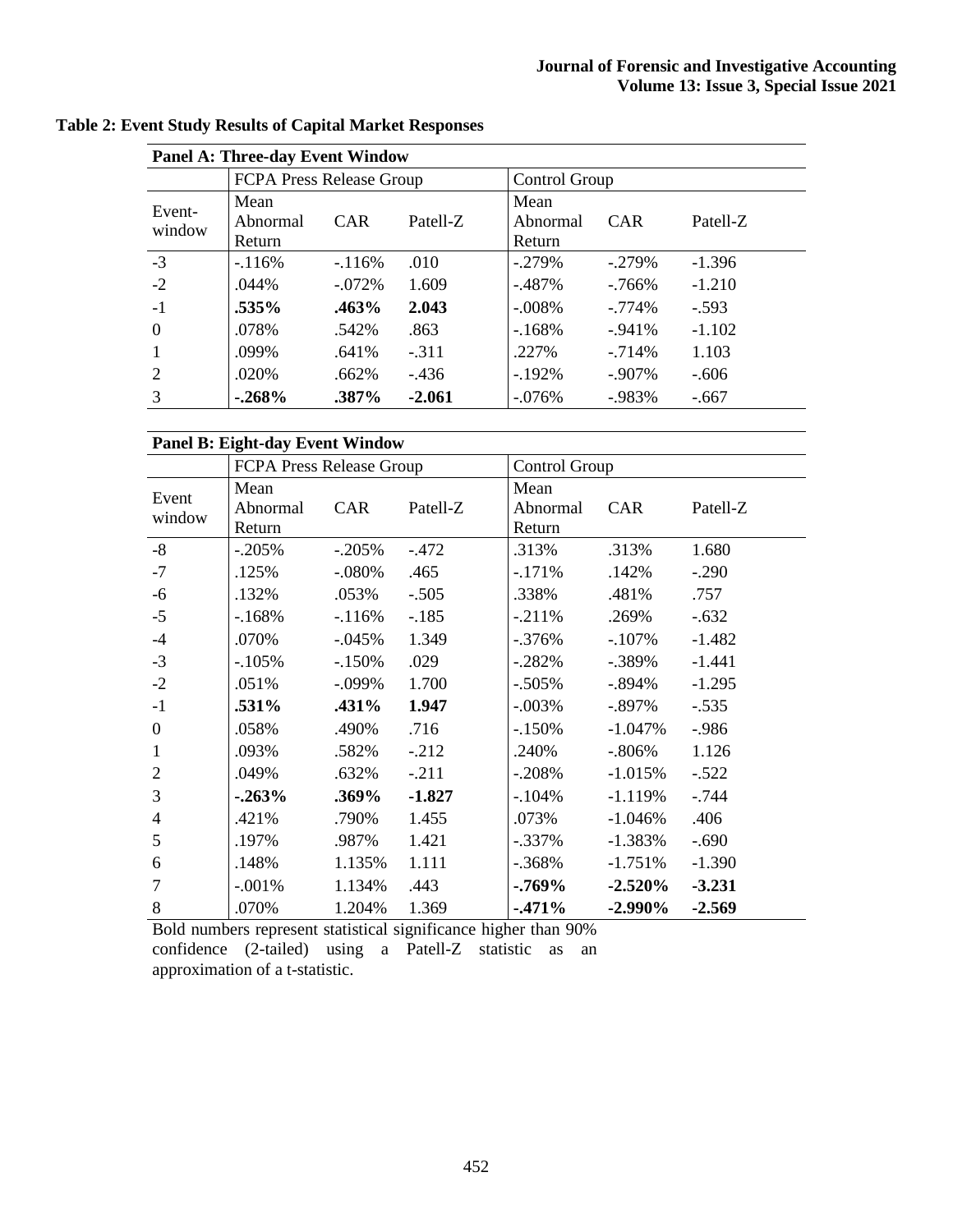**Table 2: Event Study Results of Capital Market Responses**

**Panel A: Three-day Event Window**

| | FCPA Press Release Group | | | Control Group | | |
|---|---|---|---|---|---|---|
| Event-window | Mean Abnormal Return | CAR | Patell-Z | Mean Abnormal Return | CAR | Patell-Z |
| -3 | -.116% | -.116% | .010 | -.279% | -.279% | -1.396 |
| -2 | .044% | -.072% | 1.609 | -.487% | -.766% | -1.210 |
| -1 | **.535%** | **.463%** | **2.043** | -.008% | -.774% | -.593 |
| 0 | .078% | .542% | .863 | -.168% | -.941% | -1.102 |
| 1 | .099% | .641% | -.311 | .227% | -.714% | 1.103 |
| 2 | .020% | .662% | -.436 | -.192% | -.907% | -.606 |
| 3 | **-.268%** | **.387%** | **-2.061** | -.076% | -.983% | -.667 |

**Panel B: Eight-day Event Window**

| | FCPA Press Release Group | | | Control Group | | |
|---|---|---|---|---|---|---|
| Event window | Mean Abnormal Return | CAR | Patell-Z | Mean Abnormal Return | CAR | Patell-Z |
| -8 | -.205% | -.205% | -.472 | .313% | .313% | 1.680 |
| -7 | .125% | -.080% | .465 | -.171% | .142% | -.290 |
| -6 | .132% | .053% | -.505 | .338% | .481% | .757 |
| -5 | -.168% | -.116% | -.185 | -.211% | .269% | -.632 |
| -4 | .070% | -.045% | 1.349 | -.376% | -.107% | -1.482 |
| -3 | -.105% | -.150% | .029 | -.282% | -.389% | -1.441 |
| -2 | .051% | -.099% | 1.700 | -.505% | -.894% | -1.295 |
| -1 | **.531%** | **.431%** | **1.947** | -.003% | -.897% | -.535 |
| 0 | .058% | .490% | .716 | -.150% | -1.047% | -.986 |
| 1 | .093% | .582% | -.212 | .240% | -.806% | 1.126 |
| 2 | .049% | .632% | -.211 | -.208% | -1.015% | -.522 |
| 3 | **-.263%** | **.369%** | **-1.827** | -.104% | -1.119% | -.744 |
| 4 | .421% | .790% | 1.455 | .073% | -1.046% | .406 |
| 5 | .197% | .987% | 1.421 | -.337% | -1.383% | -.690 |
| 6 | .148% | 1.135% | 1.111 | -.368% | -1.751% | -1.390 |
| 7 | -.001% | 1.134% | .443 | **-.769%** | **-2.520%** | **-3.231** |
| 8 | .070% | 1.204% | 1.369 | **-.471%** | **-2.990%** | **-2.569** |

Bold numbers represent statistical significance higher than 90% confidence (2-tailed) using a Patell-Z statistic as an approximation of a t-statistic.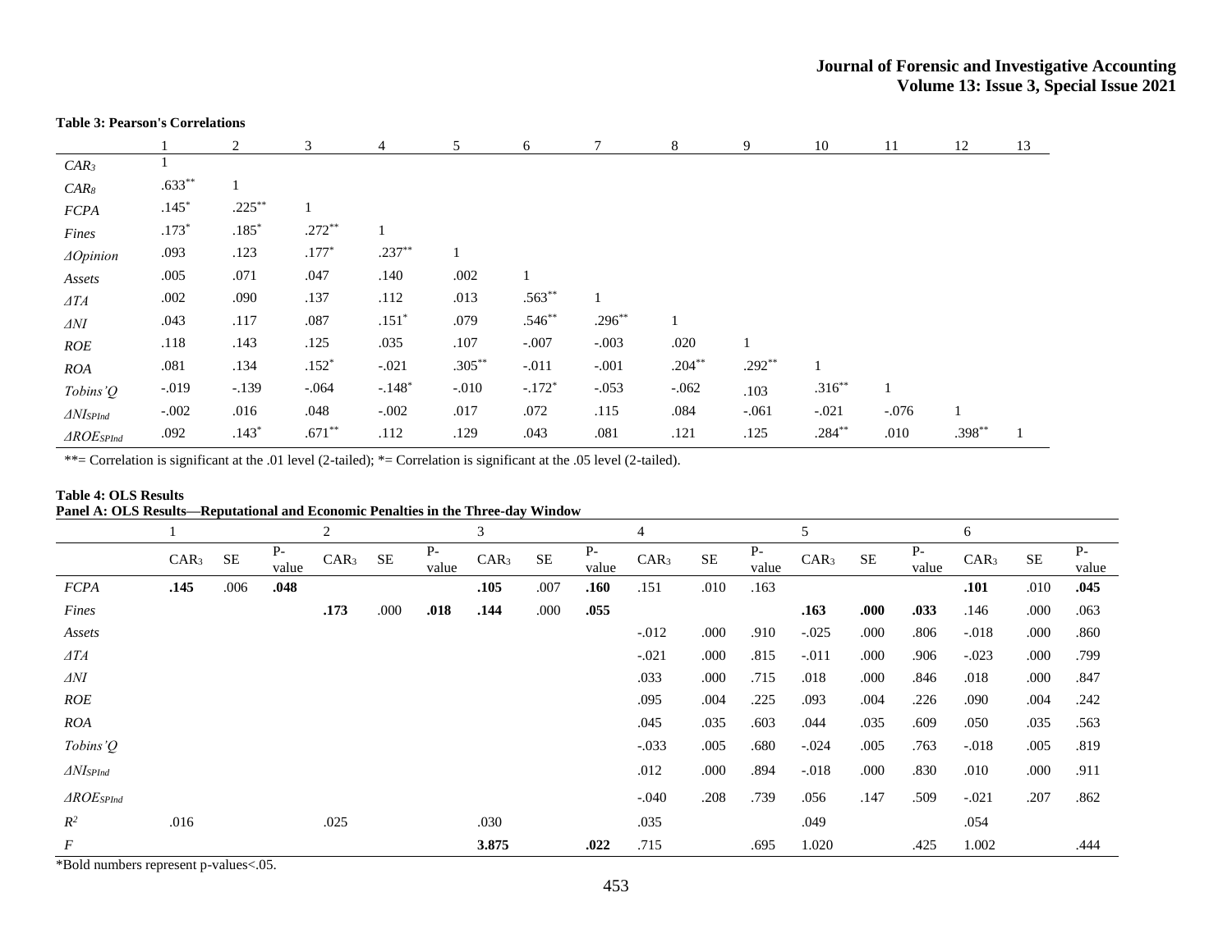**Table 3: Pearson's Correlations**

| | 1 | 2 | 3 | 4 | 5 | 6 | 7 | 8 | 9 | 10 | 11 | 12 | 13 |
|---|---|---|---|---|---|---|---|---|---|---|---|---|---|
| $CAR_3$ | 1 | | | | | | | | | | | | |
| $CAR_8$ | .633** | 1 | | | | | | | | | | | |
| *FCPA* | .145* | .225** | 1 | | | | | | | | | | |
| *Fines* | .173* | .185* | .272** | 1 | | | | | | | | | |
| $\Delta Opinion$ | .093 | .123 | .177* | .237** | 1 | | | | | | | | |
| *Assets* | .005 | .071 | .047 | .140 | .002 | 1 | | | | | | | |
| $\Delta TA$ | .002 | .090 | .137 | .112 | .013 | .563** | 1 | | | | | | |
| $\Delta NI$ | .043 | .117 | .087 | .151* | .079 | .546** | .296** | 1 | | | | | |
| *ROE* | .118 | .143 | .125 | .035 | .107 | -.007 | -.003 | .020 | 1 | | | | |
| *ROA* | .081 | .134 | .152* | -.021 | .305** | -.011 | -.001 | .204** | .292** | 1 | | | |
| *Tobins'Q* | -.019 | -.139 | -.064 | -.148* | -.010 | -.172* | -.053 | -.062 | .103 | .316** | 1 | | |
| $\Delta NI_{SPInd}$ | -.002 | .016 | .048 | -.002 | .017 | .072 | .115 | .084 | -.061 | -.021 | -.076 | 1 | |
| $\Delta ROE_{SPInd}$ | .092 | .143* | .671** | .112 | .129 | .043 | .081 | .121 | .125 | .284** | .010 | .398** | 1 |

**= Correlation is significant at the .01 level (2-tailed); *= Correlation is significant at the .05 level (2-tailed).

**Table 4: OLS Results**
**Panel A: OLS Results—Reputational and Economic Penalties in the Three-day Window**

| | 1 | | | 2 | | | 3 | | | 4 | | | 5 | | | 6 | | |
|---|---|---|---|---|---|---|---|---|---|---|---|---|---|---|---|---|---|---|
| | $CAR_3$ | SE | P-value | $CAR_3$ | SE | P-value | $CAR_3$ | SE | P-value | $CAR_3$ | SE | P-value | $CAR_3$ | SE | P-value | $CAR_3$ | SE | P-value |
| *FCPA* | **.145** | .006 | **.048** | | | | **.105** | .007 | **.160** | .151 | .010 | .163 | | | | **.101** | .010 | **.045** |
| *Fines* | | | | **.173** | .000 | **.018** | **.144** | .000 | **.055** | | | | **.163** | **.000** | **.033** | .146 | .000 | .063 |
| *Assets* | | | | | | | | | | -.012 | .000 | .910 | -.025 | .000 | .806 | -.018 | .000 | .860 |
| $\Delta TA$ | | | | | | | | | | -.021 | .000 | .815 | -.011 | .000 | .906 | -.023 | .000 | .799 |
| $\Delta NI$ | | | | | | | | | | .033 | .000 | .715 | .018 | .000 | .846 | .018 | .000 | .847 |
| *ROE* | | | | | | | | | | .095 | .004 | .225 | .093 | .004 | .226 | .090 | .004 | .242 |
| *ROA* | | | | | | | | | | .045 | .035 | .603 | .044 | .035 | .609 | .050 | .035 | .563 |
| *Tobins'Q* | | | | | | | | | | -.033 | .005 | .680 | -.024 | .005 | .763 | -.018 | .005 | .819 |
| $\Delta NI_{SPInd}$ | | | | | | | | | | .012 | .000 | .894 | -.018 | .000 | .830 | .010 | .000 | .911 |
| $\Delta ROE_{SPInd}$ | | | | | | | | | | -.040 | .208 | .739 | .056 | .147 | .509 | -.021 | .207 | .862 |
| $R^2$ | .016 | | | .025 | | | .030 | | | .035 | | | .049 | | | .054 | | |
| $F$ | | | | | | | **3.875** | | **.022** | .715 | | .695 | 1.020 | | .425 | 1.002 | | .444 |

*Bold numbers represent p-values<.05.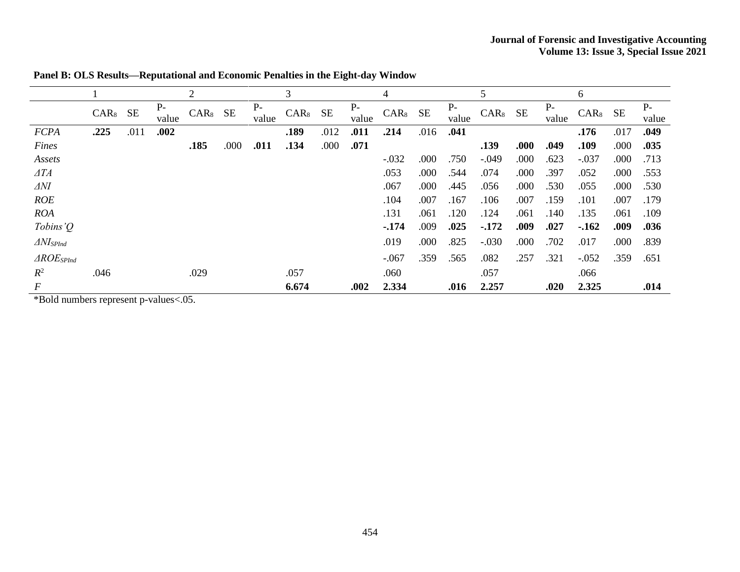**Panel B: OLS Results—Reputational and Economic Penalties in the Eight-day Window**

| | 1 | | | 2 | | | 3 | | | 4 | | | 5 | | | 6 | | |
|---|---|---|---|---|---|---|---|---|---|---|---|---|---|---|---|---|---|---|
| | $CAR_8$ | SE | P-value | $CAR_8$ | SE | P-value | $CAR_8$ | SE | P-value | $CAR_8$ | SE | P-value | $CAR_8$ | SE | P-value | $CAR_8$ | SE | P-value |
| *FCPA* | **.225** | .011 | **.002** | | | | **.189** | .012 | **.011** | **.214** | .016 | **.041** | | | | **.176** | .017 | **.049** |
| *Fines* | | | | **.185** | .000 | **.011** | **.134** | .000 | **.071** | | | | **.139** | **.000** | **.049** | **.109** | .000 | **.035** |
| *Assets* | | | | | | | | | | -.032 | .000 | .750 | -.049 | .000 | .623 | -.037 | .000 | .713 |
| *ΔTA* | | | | | | | | | | .053 | .000 | .544 | .074 | .000 | .397 | .052 | .000 | .553 |
| *ΔNI* | | | | | | | | | | .067 | .000 | .445 | .056 | .000 | .530 | .055 | .000 | .530 |
| *ROE* | | | | | | | | | | .104 | .007 | .167 | .106 | .007 | .159 | .101 | .007 | .179 |
| *ROA* | | | | | | | | | | .131 | .061 | .120 | .124 | .061 | .140 | .135 | .061 | .109 |
| *Tobins'Q* | | | | | | | | | | **-.174** | .009 | **.025** | **-.172** | **.009** | **.027** | **-.162** | **.009** | **.036** |
| $\Delta NI_{SPInd}$ | | | | | | | | | | .019 | .000 | .825 | -.030 | .000 | .702 | .017 | .000 | .839 |
| $\Delta ROE_{SPInd}$ | | | | | | | | | | -.067 | .359 | .565 | .082 | .257 | .321 | -.052 | .359 | .651 |
| $R^2$ | .046 | | | .029 | | | .057 | | | .060 | | | .057 | | | .066 | | |
| $F$ | | | | | | | **6.674** | | **.002** | **2.334** | | **.016** | **2.257** | | **.020** | **2.325** | | **.014** |

*Bold numbers represent p-values<.05.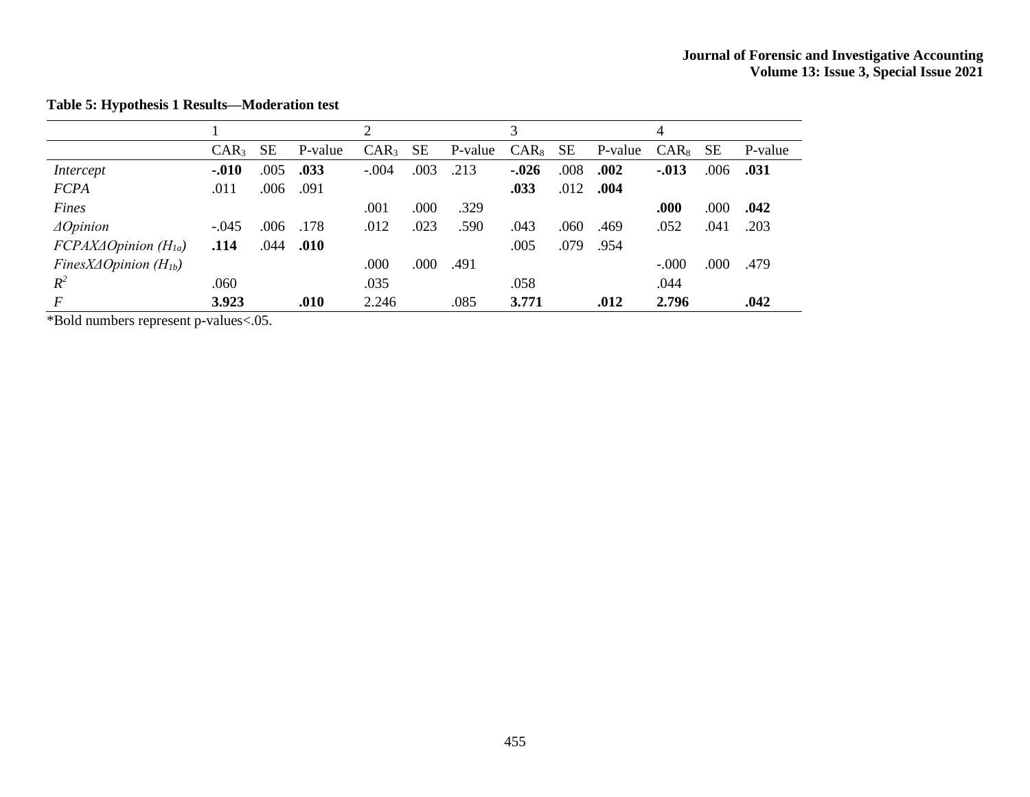**Table 5: Hypothesis 1 Results—Moderation test**

| | 1 | | | 2 | | | 3 | | | 4 | | |
|---|---|---|---|---|---|---|---|---|---|---|---|---|
| | $CAR_3$ | SE | P-value | $CAR_3$ | SE | P-value | $CAR_8$ | SE | P-value | $CAR_8$ | SE | P-value |
| *Intercept* | **-.010** | .005 | **.033** | -.004 | .003 | .213 | **-.026** | .008 | **.002** | **-.013** | .006 | **.031** |
| *FCPA* | .011 | .006 | .091 | | | | **.033** | .012 | **.004** | | | |
| *Fines* | | | | .001 | .000 | .329 | | | | **.000** | .000 | **.042** |
| *ΔOpinion* | -.045 | .006 | .178 | .012 | .023 | .590 | .043 | .060 | .469 | .052 | .041 | .203 |
| *FCPAXΔOpinion* ($H_{1a}$) | **.114** | .044 | **.010** | | | | .005 | .079 | .954 | | | |
| *FinesXΔOpinion* ($H_{1b}$) | | | | .000 | .000 | .491 | | | | -.000 | .000 | .479 |
| $R^2$ | .060 | | | .035 | | | .058 | | | .044 | | |
| *F* | **3.923** | | **.010** | 2.246 | | .085 | **3.771** | | **.012** | **2.796** | | **.042** |

*Bold numbers represent p-values<.05.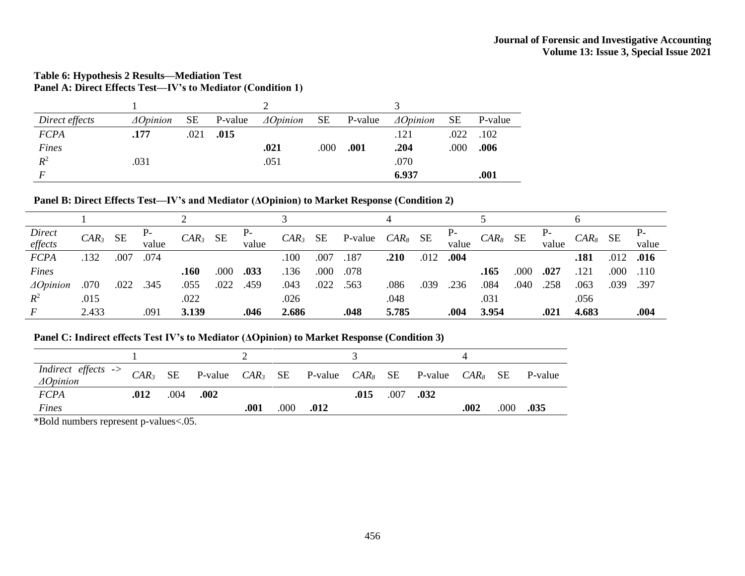**Table 6: Hypothesis 2 Results—Mediation Test**

**Panel A: Direct Effects Test—IV's to Mediator (Condition 1)**

| | 1 | | | 2 | | | 3 | | |
|---|---|---|---|---|---|---|---|---|---|
| *Direct effects* | *ΔOpinion* | SE | P-value | *ΔOpinion* | SE | P-value | *ΔOpinion* | SE | P-value |
| *FCPA* | **.177** | .021 | **.015** | | | | .121 | .022 | .102 |
| *Fines* | | | | **.021** | .000 | **.001** | **.204** | .000 | **.006** |
| $R^2$ | .031 | | | .051 | | | .070 | | |
| *F* | | | | | | | **6.937** | | **.001** |

**Panel B: Direct Effects Test—IV's and Mediator (ΔOpinion) to Market Response (Condition 2)**

| | 1 | | | 2 | | | 3 | | | 4 | | | 5 | | | 6 | | |
|---|---|---|---|---|---|---|---|---|---|---|---|---|---|---|---|---|---|---|
| *Direct effects* | $CAR_3$ | SE | P-value | $CAR_3$ | SE | P-value | $CAR_3$ | SE | P-value | $CAR_8$ | SE | P-value | $CAR_8$ | SE | P-value | $CAR_8$ | SE | P-value |
| *FCPA* | .132 | .007 | .074 | | | | .100 | .007 | .187 | **.210** | .012 | **.004** | | | | **.181** | .012 | **.016** |
| *Fines* | | | | **.160** | .000 | **.033** | .136 | .000 | .078 | | | | **.165** | .000 | **.027** | .121 | .000 | .110 |
| *ΔOpinion* | .070 | .022 | .345 | .055 | .022 | .459 | .043 | .022 | .563 | .086 | .039 | .236 | .084 | .040 | .258 | .063 | .039 | .397 |
| $R^2$ | .015 | | | .022 | | | .026 | | | .048 | | | .031 | | | .056 | | |
| *F* | 2.433 | | .091 | **3.139** | | **.046** | **2.686** | | **.048** | **5.785** | | **.004** | **3.954** | | **.021** | **4.683** | | **.004** |

**Panel C: Indirect effects Test IV's to Mediator (ΔOpinion) to Market Response (Condition 3)**

| | 1 | | | 2 | | | 3 | | | 4 | | |
|---|---|---|---|---|---|---|---|---|---|---|---|---|
| *Indirect effects -> ΔOpinion* | $CAR_3$ | SE | P-value | $CAR_3$ | SE | P-value | $CAR_8$ | SE | P-value | $CAR_8$ | SE | P-value |
| *FCPA* | **.012** | .004 | **.002** | | | | **.015** | .007 | **.032** | | | |
| *Fines* | | | | **.001** | .000 | **.012** | | | | **.002** | .000 | **.035** |

*Bold numbers represent p-values<.05.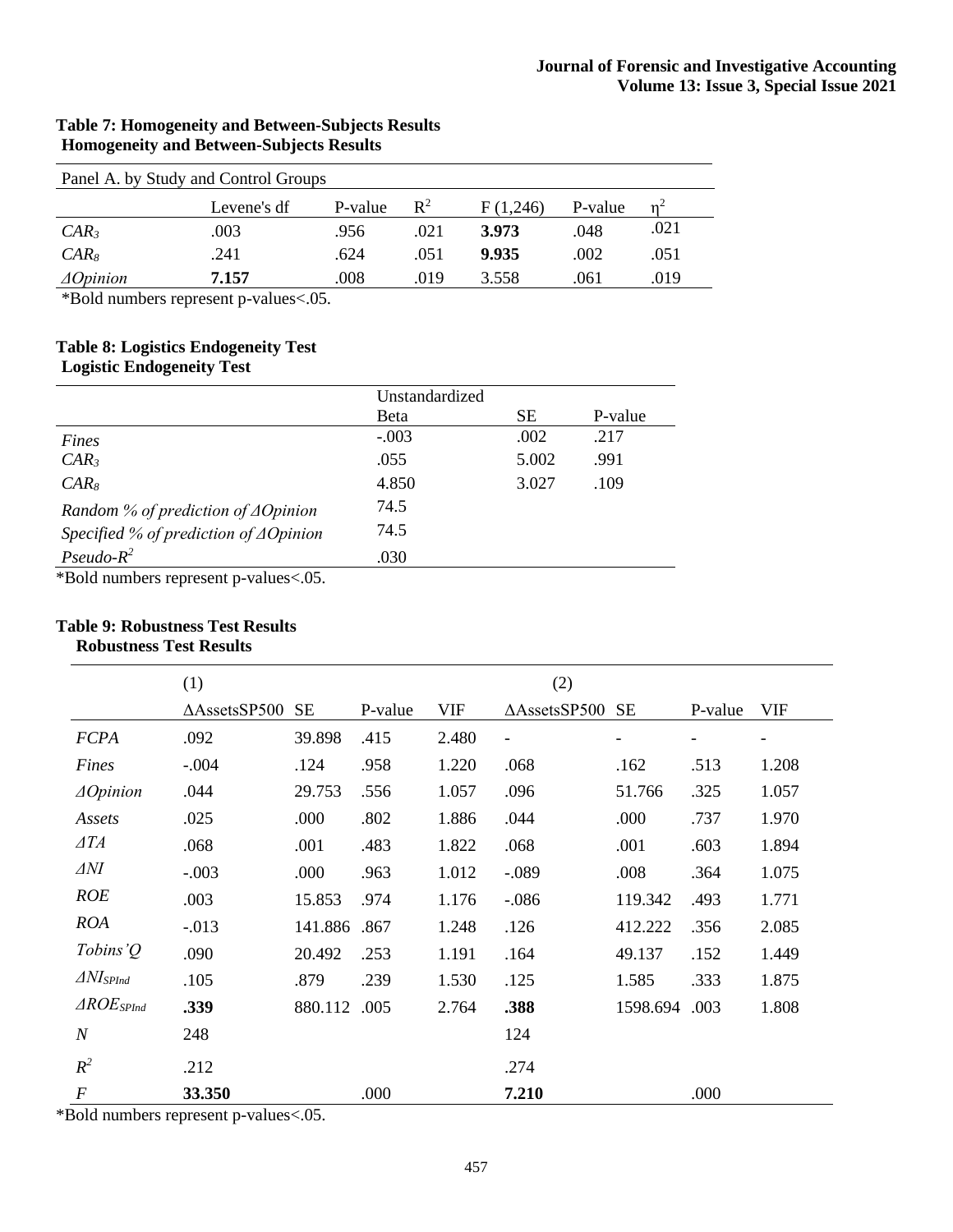**Table 7: Homogeneity and Between-Subjects Results**
**Homogeneity and Between-Subjects Results**

| Panel A. by Study and Control Groups | | | | | | |
|---|---|---|---|---|---|---|
| | Levene's df | P-value | $R^2$ | F (1,246) | P-value | $\eta^2$ |
| $CAR_3$ | .003 | .956 | .021 | **3.973** | .048 | .021 |
| $CAR_8$ | .241 | .624 | .051 | **9.935** | .002 | .051 |
| $\Delta Opinion$ | **7.157** | .008 | .019 | 3.558 | .061 | .019 |

*Bold numbers represent p-values<.05.

**Table 8: Logistics Endogeneity Test**
**Logistic Endogeneity Test**

| | Unstandardized Beta | SE | P-value |
|---|---|---|---|
| *Fines* | -.003 | .002 | .217 |
| $CAR_3$ | .055 | 5.002 | .991 |
| $CAR_8$ | 4.850 | 3.027 | .109 |
| *Random % of prediction of* $\Delta Opinion$ | 74.5 | | |
| *Specified % of prediction of* $\Delta Opinion$ | 74.5 | | |
| *Pseudo-*$R^2$ | .030 | | |

*Bold numbers represent p-values<.05.

**Table 9: Robustness Test Results**
**Robustness Test Results**

| | (1) | | | | (2) | | | |
|---|---|---|---|---|---|---|---|---|
| | ΔAssetsSP500 | SE | P-value | VIF | ΔAssetsSP500 | SE | P-value | VIF |
| *FCPA* | .092 | 39.898 | .415 | 2.480 | - | - | - | - |
| *Fines* | -.004 | .124 | .958 | 1.220 | .068 | .162 | .513 | 1.208 |
| $\Delta Opinion$ | .044 | 29.753 | .556 | 1.057 | .096 | 51.766 | .325 | 1.057 |
| *Assets* | .025 | .000 | .802 | 1.886 | .044 | .000 | .737 | 1.970 |
| $\Delta TA$ | .068 | .001 | .483 | 1.822 | .068 | .001 | .603 | 1.894 |
| $\Delta NI$ | -.003 | .000 | .963 | 1.012 | -.089 | .008 | .364 | 1.075 |
| *ROE* | .003 | 15.853 | .974 | 1.176 | -.086 | 119.342 | .493 | 1.771 |
| *ROA* | -.013 | 141.886 | .867 | 1.248 | .126 | 412.222 | .356 | 2.085 |
| *Tobins'Q* | .090 | 20.492 | .253 | 1.191 | .164 | 49.137 | .152 | 1.449 |
| $\Delta NI_{SPInd}$ | .105 | .879 | .239 | 1.530 | .125 | 1.585 | .333 | 1.875 |
| $\Delta ROE_{SPInd}$ | **.339** | 880.112 | .005 | 2.764 | **.388** | 1598.694 | .003 | 1.808 |
| $N$ | 248 | | | | 124 | | | |
| $R^2$ | .212 | | | | .274 | | | |
| $F$ | **33.350** | | .000 | | **7.210** | | .000 | |

*Bold numbers represent p-values<.05.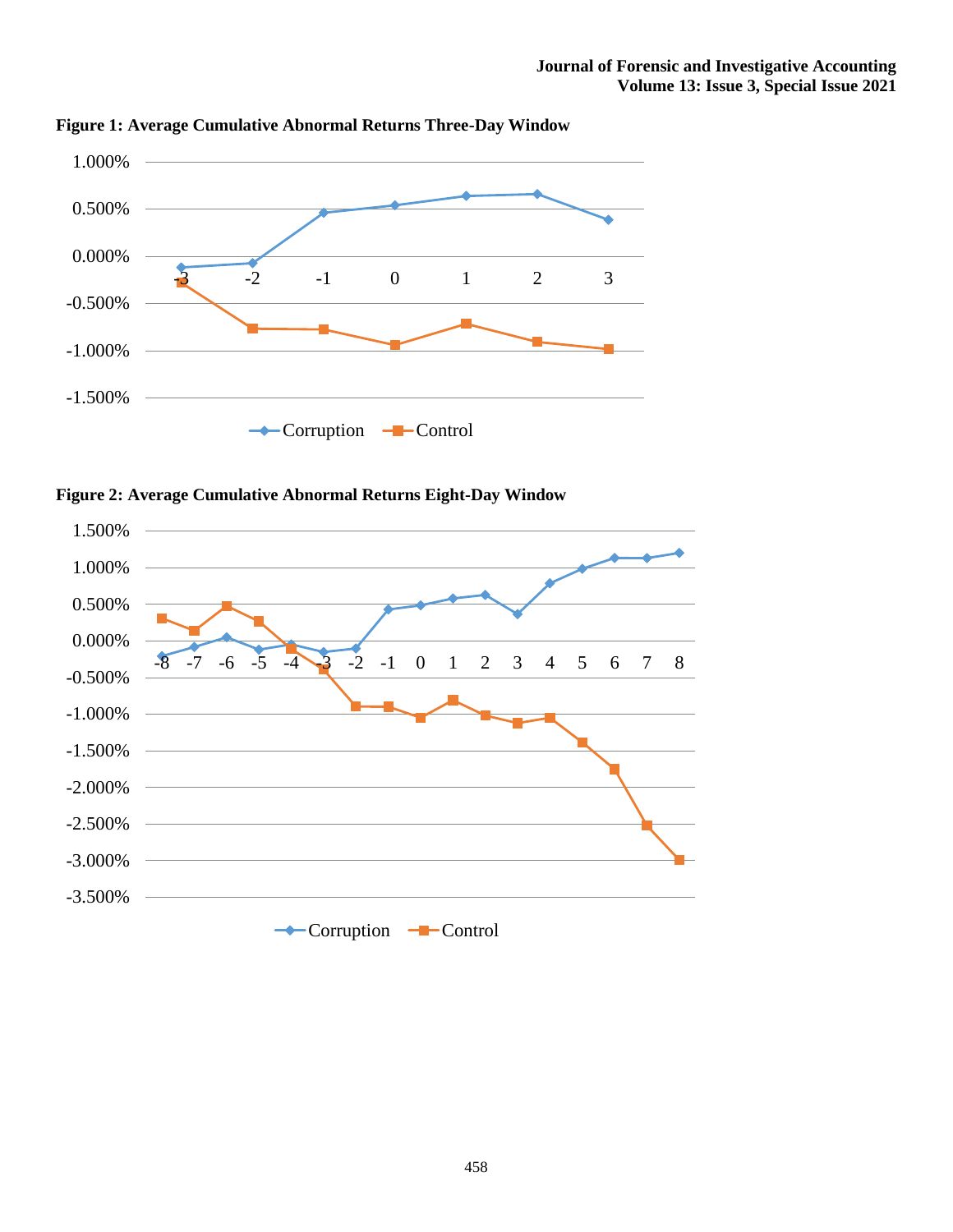**Figure 1: Average Cumulative Abnormal Returns Three-Day Window**

**Figure 2: Average Cumulative Abnormal Returns Eight-Day Window**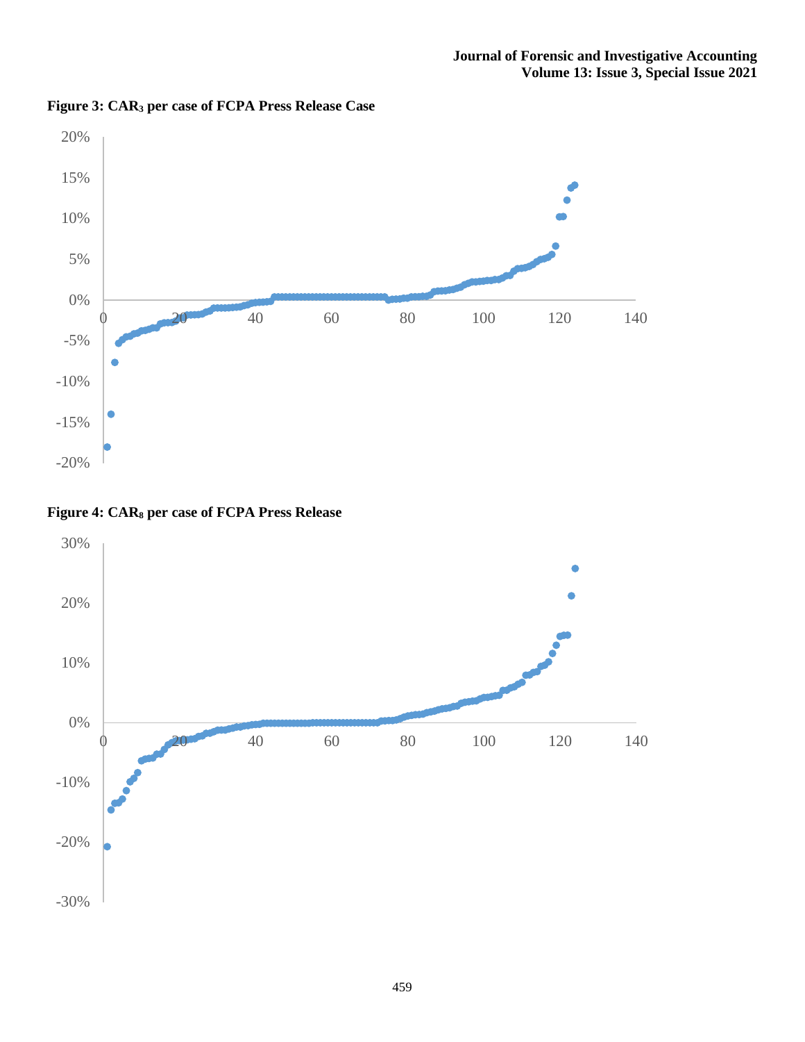**Figure 3: CAR$_3$ per case of FCPA Press Release Case**

20%
15%
10%
5%
0%
-5%
-10%
-15%
-20%
0
20
40
60
80
100
120
140

**Figure 4: CAR$_8$ per case of FCPA Press Release**

30%
20%
10%
0%
-10%
-20%
-30%
0
20
40
60
80
100
120
140